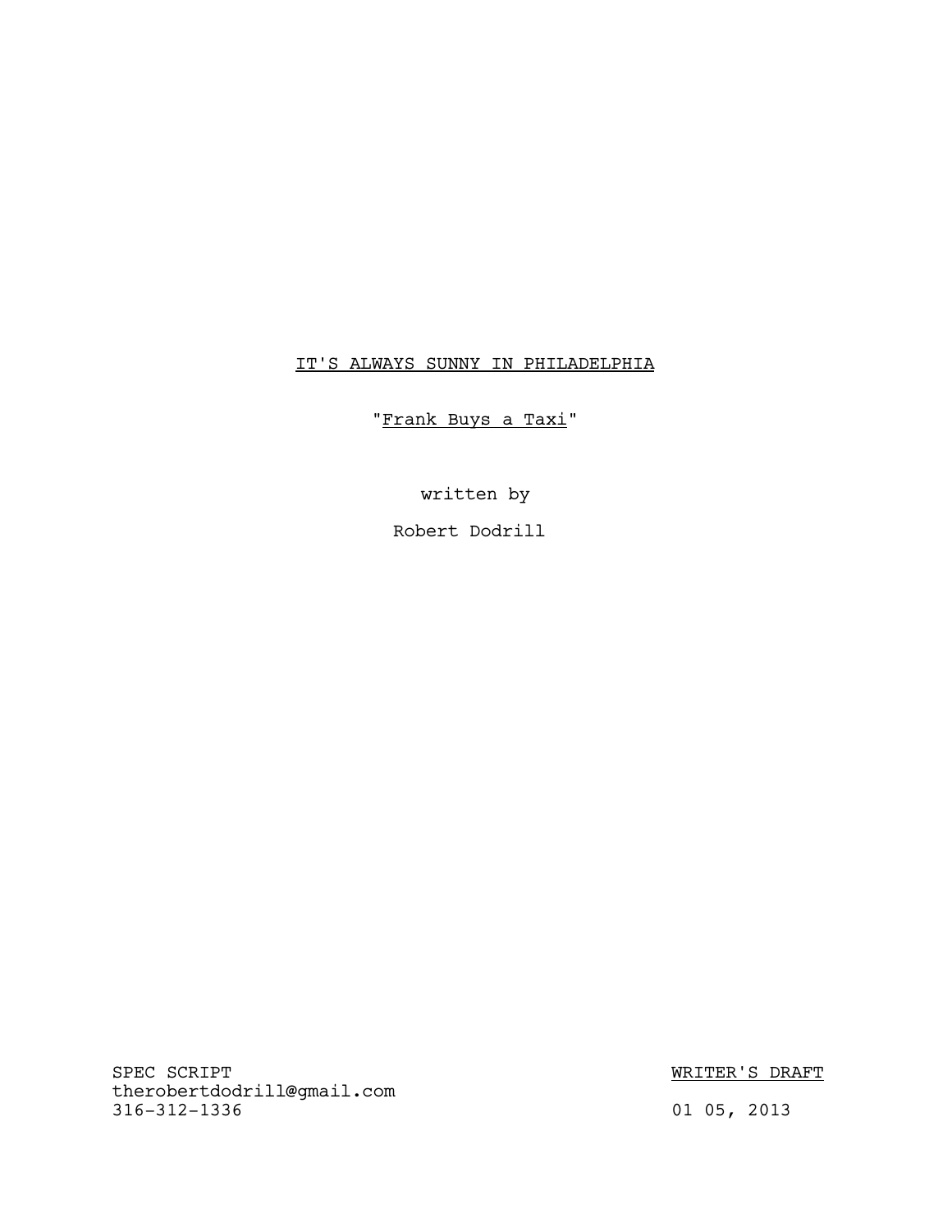IT'S ALWAYS SUNNY IN PHILADELPHIA

"Frank Buys a Taxi"

written by

Robert Dodrill

SPEC SCRIPT
therobertdodrill@gmail.com
316-312-1336

WRITER'S DRAFT

01 05, 2013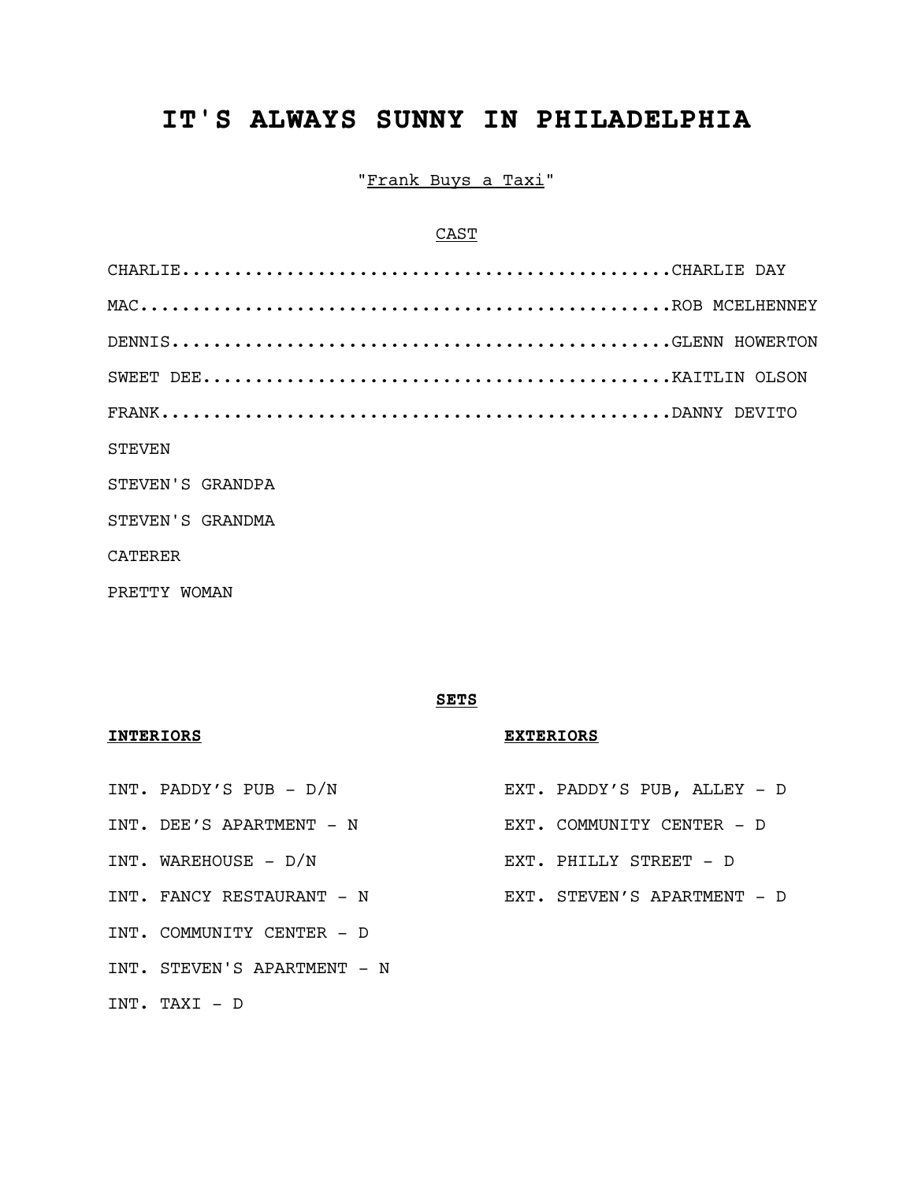# IT'S ALWAYS SUNNY IN PHILADELPHIA

"Frank Buys a Taxi"

CAST

CHARLIE.............................................CHARLIE DAY
MAC.................................................ROB MCELHENNEY
DENNIS..............................................GLENN HOWERTON
SWEET DEE...........................................KAITLIN OLSON
FRANK...............................................DANNY DEVITO
STEVEN
STEVEN'S GRANDPA
STEVEN'S GRANDMA
CATERER
PRETTY WOMAN

**SETS**

**INTERIORS**

INT. PADDY'S PUB - D/N
INT. DEE'S APARTMENT - N
INT. WAREHOUSE - D/N
INT. FANCY RESTAURANT - N
INT. COMMUNITY CENTER - D
INT. STEVEN'S APARTMENT - N
INT. TAXI - D

**EXTERIORS**

EXT. PADDY'S PUB, ALLEY - D
EXT. COMMUNITY CENTER - D
EXT. PHILLY STREET - D
EXT. STEVEN'S APARTMENT - D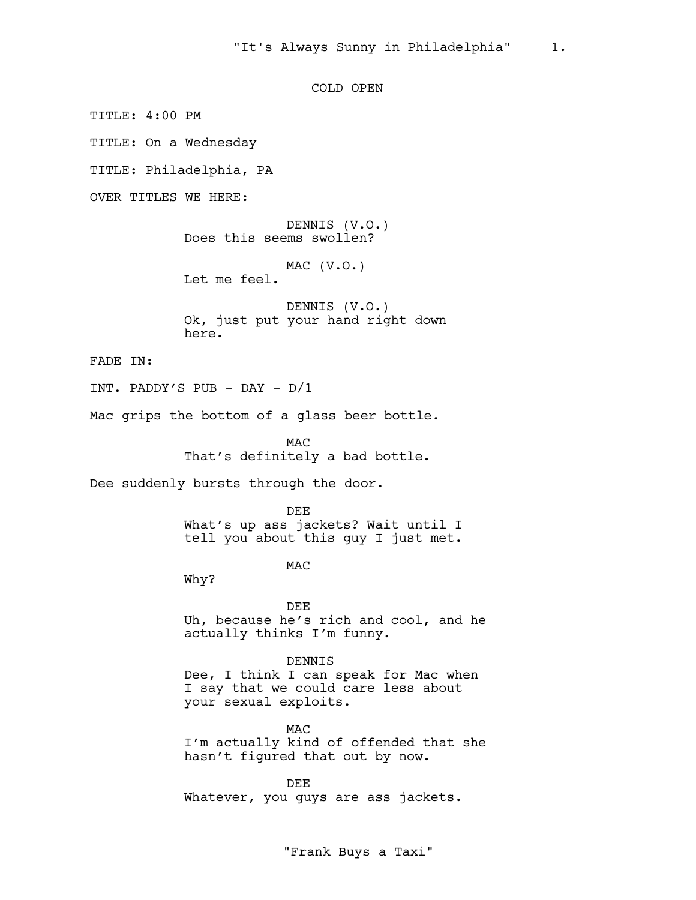COLD OPEN

TITLE: 4:00 PM

TITLE: On a Wednesday

TITLE: Philadelphia, PA

OVER TITLES WE HERE:

DENNIS (V.O.)
Does this seems swollen?

MAC (V.O.)
Let me feel.

DENNIS (V.O.)
Ok, just put your hand right down here.

FADE IN:

INT. PADDY'S PUB - DAY - D/1

Mac grips the bottom of a glass beer bottle.

MAC
That's definitely a bad bottle.

Dee suddenly bursts through the door.

DEE
What's up ass jackets? Wait until I tell you about this guy I just met.

MAC
Why?

DEE
Uh, because he's rich and cool, and he actually thinks I'm funny.

DENNIS
Dee, I think I can speak for Mac when I say that we could care less about your sexual exploits.

MAC
I'm actually kind of offended that she hasn't figured that out by now.

DEE
Whatever, you guys are ass jackets.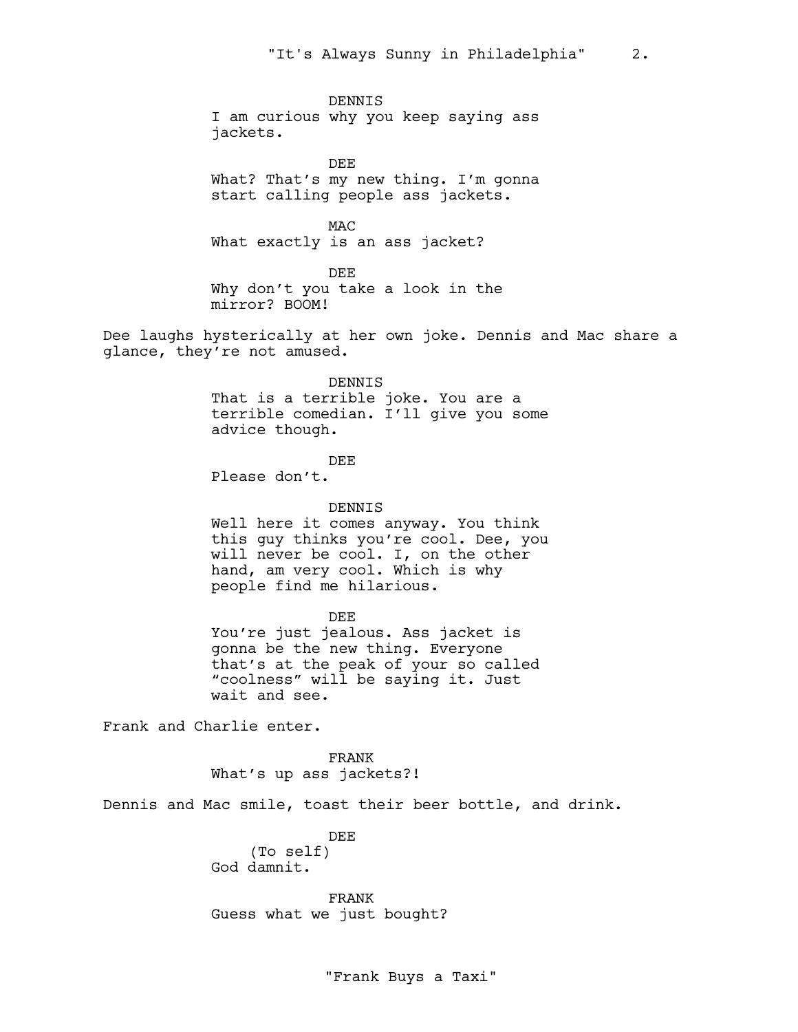DENNIS
I am curious why you keep saying ass jackets.

DEE
What? That's my new thing. I'm gonna start calling people ass jackets.

MAC
What exactly is an ass jacket?

DEE
Why don't you take a look in the mirror? BOOM!

Dee laughs hysterically at her own joke. Dennis and Mac share a glance, they're not amused.

DENNIS
That is a terrible joke. You are a terrible comedian. I'll give you some advice though.

DEE
Please don't.

DENNIS
Well here it comes anyway. You think this guy thinks you're cool. Dee, you will never be cool. I, on the other hand, am very cool. Which is why people find me hilarious.

DEE
You're just jealous. Ass jacket is gonna be the new thing. Everyone that's at the peak of your so called "coolness" will be saying it. Just wait and see.

Frank and Charlie enter.

FRANK
What's up ass jackets?!

Dennis and Mac smile, toast their beer bottle, and drink.

DEE
(To self)
God damnit.

FRANK
Guess what we just bought?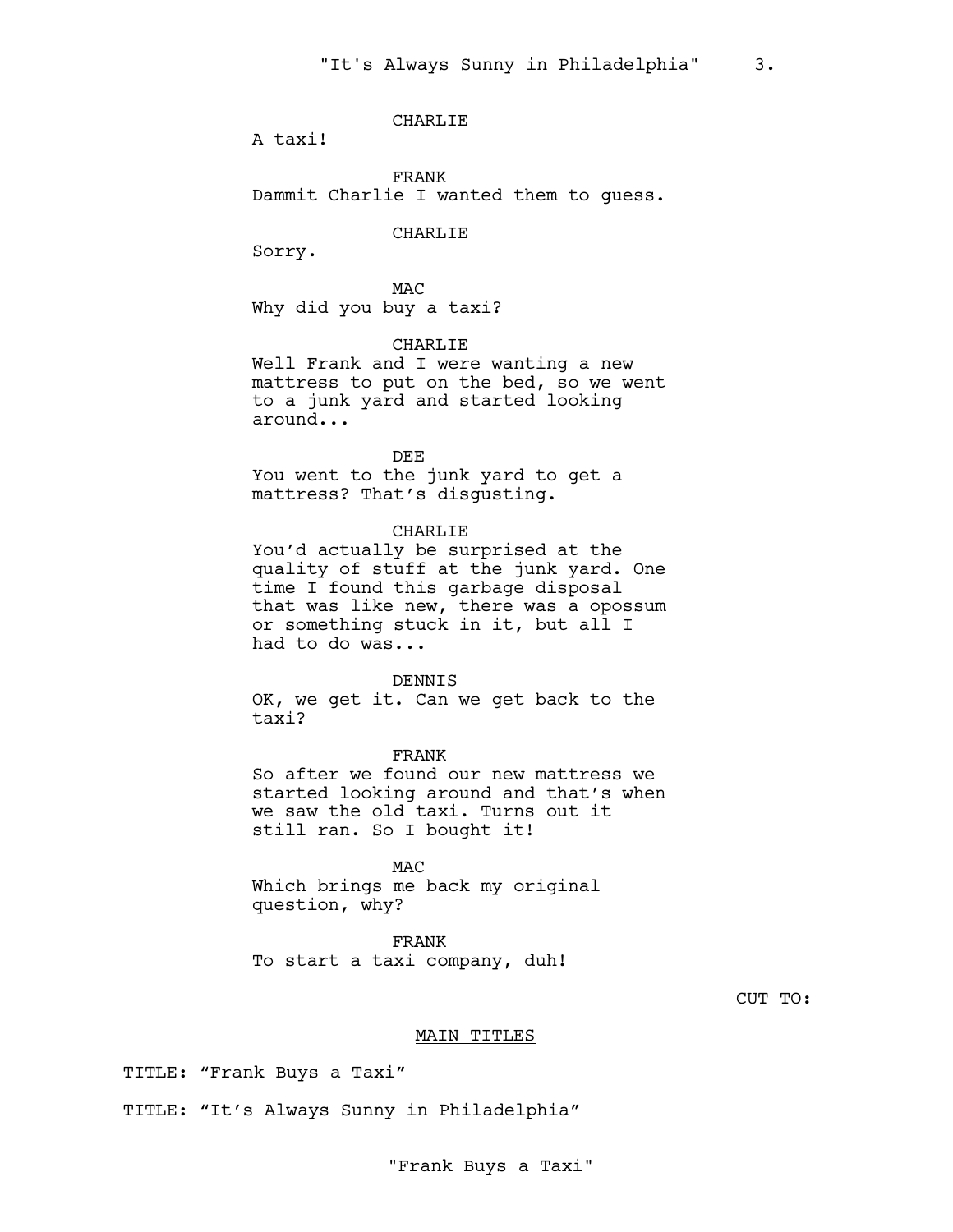CHARLIE

A taxi!

FRANK

Dammit Charlie I wanted them to guess.

CHARLIE

Sorry.

MAC

Why did you buy a taxi?

CHARLIE

Well Frank and I were wanting a new mattress to put on the bed, so we went to a junk yard and started looking around...

DEE

You went to the junk yard to get a mattress? That's disgusting.

CHARLIE

You'd actually be surprised at the quality of stuff at the junk yard. One time I found this garbage disposal that was like new, there was a opossum or something stuck in it, but all I had to do was...

DENNIS

OK, we get it. Can we get back to the taxi?

FRANK

So after we found our new mattress we started looking around and that's when we saw the old taxi. Turns out it still ran. So I bought it!

MAC

Which brings me back my original question, why?

FRANK

To start a taxi company, duh!

CUT TO:

MAIN TITLES

TITLE: "Frank Buys a Taxi"

TITLE: "It's Always Sunny in Philadelphia"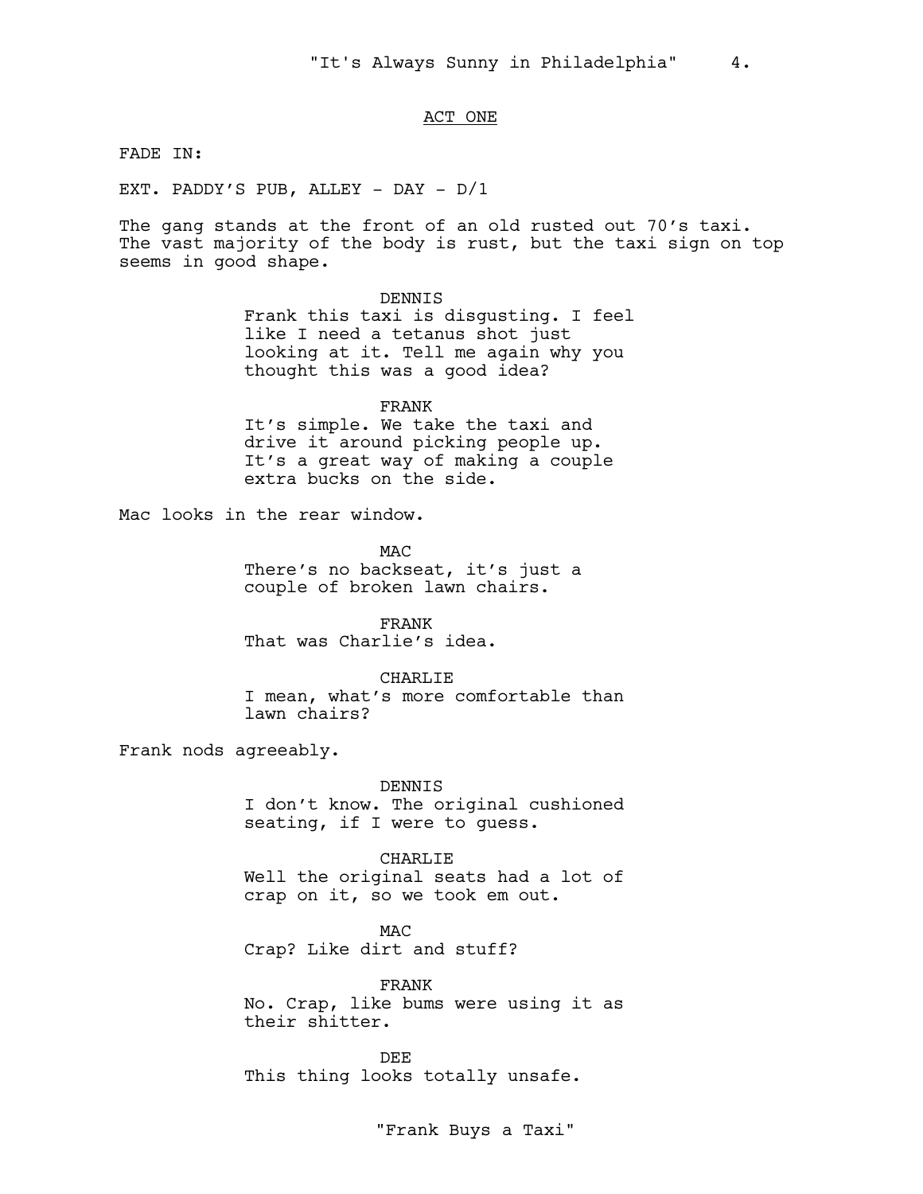## ACT ONE

FADE IN:

EXT. PADDY'S PUB, ALLEY - DAY - D/1

The gang stands at the front of an old rusted out 70's taxi. The vast majority of the body is rust, but the taxi sign on top seems in good shape.

DENNIS
Frank this taxi is disgusting. I feel like I need a tetanus shot just looking at it. Tell me again why you thought this was a good idea?

FRANK
It's simple. We take the taxi and drive it around picking people up. It's a great way of making a couple extra bucks on the side.

Mac looks in the rear window.

MAC
There's no backseat, it's just a couple of broken lawn chairs.

FRANK
That was Charlie's idea.

CHARLIE
I mean, what's more comfortable than lawn chairs?

Frank nods agreeably.

DENNIS
I don't know. The original cushioned seating, if I were to guess.

CHARLIE
Well the original seats had a lot of crap on it, so we took em out.

MAC
Crap? Like dirt and stuff?

FRANK
No. Crap, like bums were using it as their shitter.

DEE
This thing looks totally unsafe.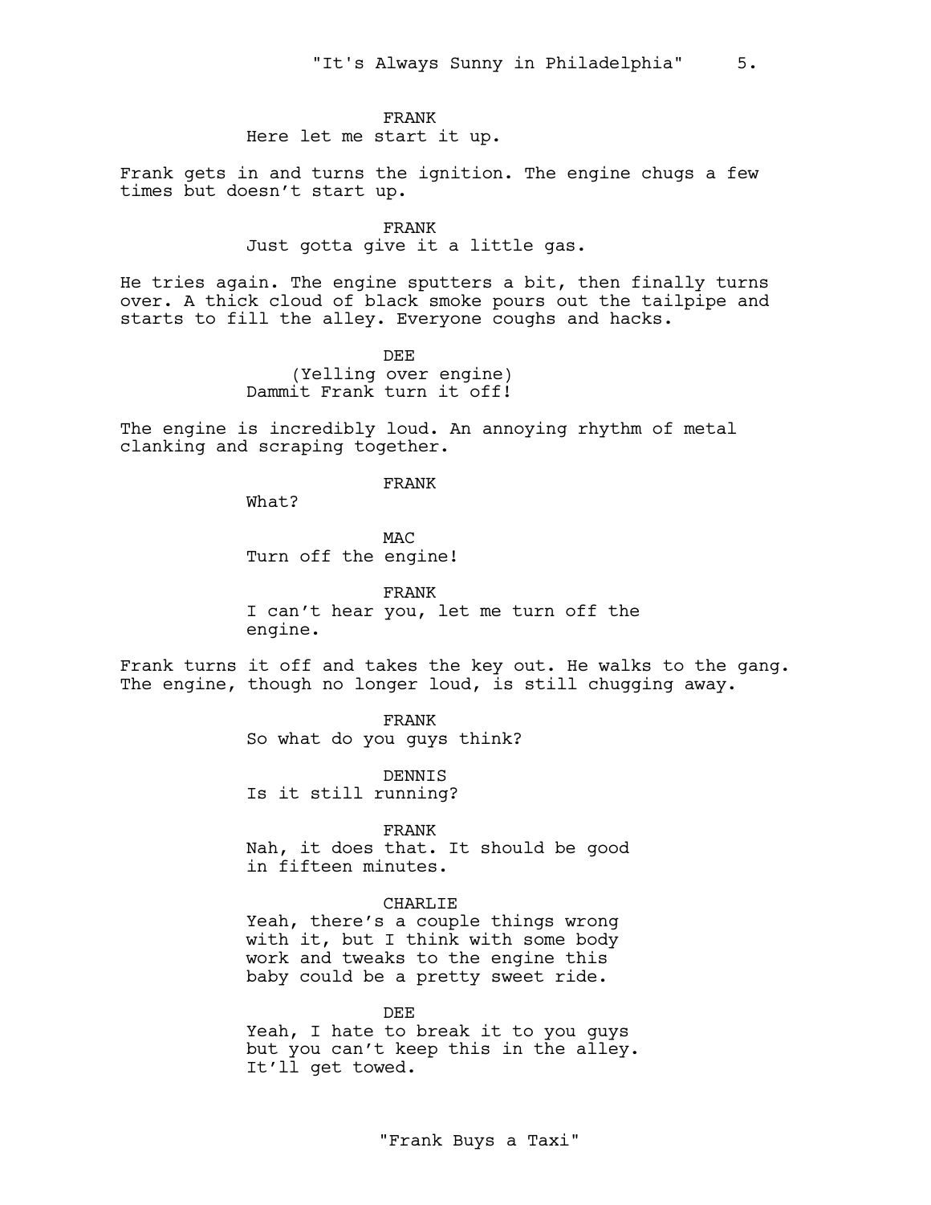FRANK
Here let me start it up.

Frank gets in and turns the ignition. The engine chugs a few times but doesn't start up.

FRANK
Just gotta give it a little gas.

He tries again. The engine sputters a bit, then finally turns over. A thick cloud of black smoke pours out the tailpipe and starts to fill the alley. Everyone coughs and hacks.

DEE
(Yelling over engine)
Dammit Frank turn it off!

The engine is incredibly loud. An annoying rhythm of metal clanking and scraping together.

FRANK
What?

MAC
Turn off the engine!

FRANK
I can't hear you, let me turn off the engine.

Frank turns it off and takes the key out. He walks to the gang. The engine, though no longer loud, is still chugging away.

FRANK
So what do you guys think?

DENNIS
Is it still running?

FRANK
Nah, it does that. It should be good in fifteen minutes.

CHARLIE
Yeah, there's a couple things wrong with it, but I think with some body work and tweaks to the engine this baby could be a pretty sweet ride.

DEE
Yeah, I hate to break it to you guys but you can't keep this in the alley. It'll get towed.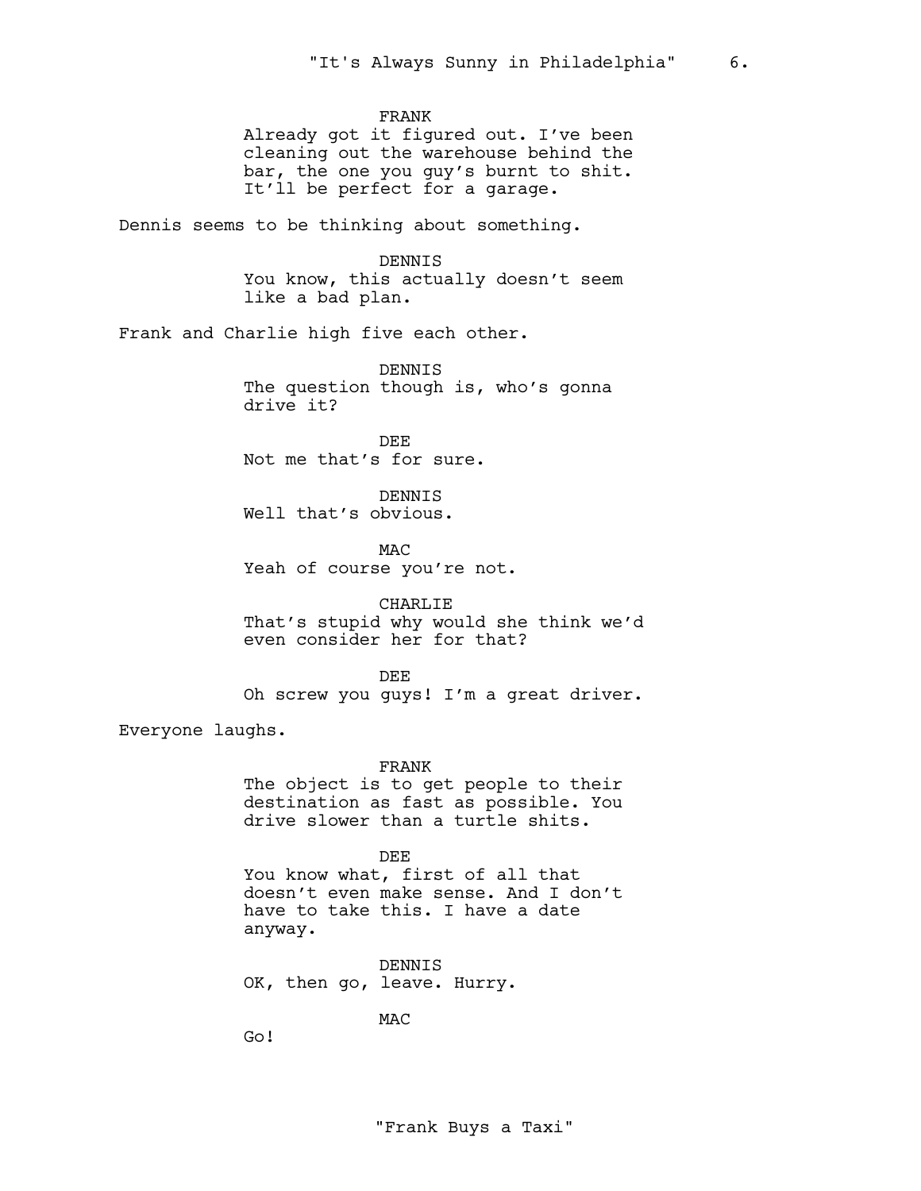FRANK
Already got it figured out. I've been cleaning out the warehouse behind the bar, the one you guy's burnt to shit. It'll be perfect for a garage.

Dennis seems to be thinking about something.

DENNIS
You know, this actually doesn't seem like a bad plan.

Frank and Charlie high five each other.

DENNIS
The question though is, who's gonna drive it?

DEE
Not me that's for sure.

DENNIS
Well that's obvious.

MAC
Yeah of course you're not.

CHARLIE
That's stupid why would she think we'd even consider her for that?

DEE
Oh screw you guys! I'm a great driver.

Everyone laughs.

FRANK
The object is to get people to their destination as fast as possible. You drive slower than a turtle shits.

DEE
You know what, first of all that doesn't even make sense. And I don't have to take this. I have a date anyway.

DENNIS
OK, then go, leave. Hurry.

MAC
Go!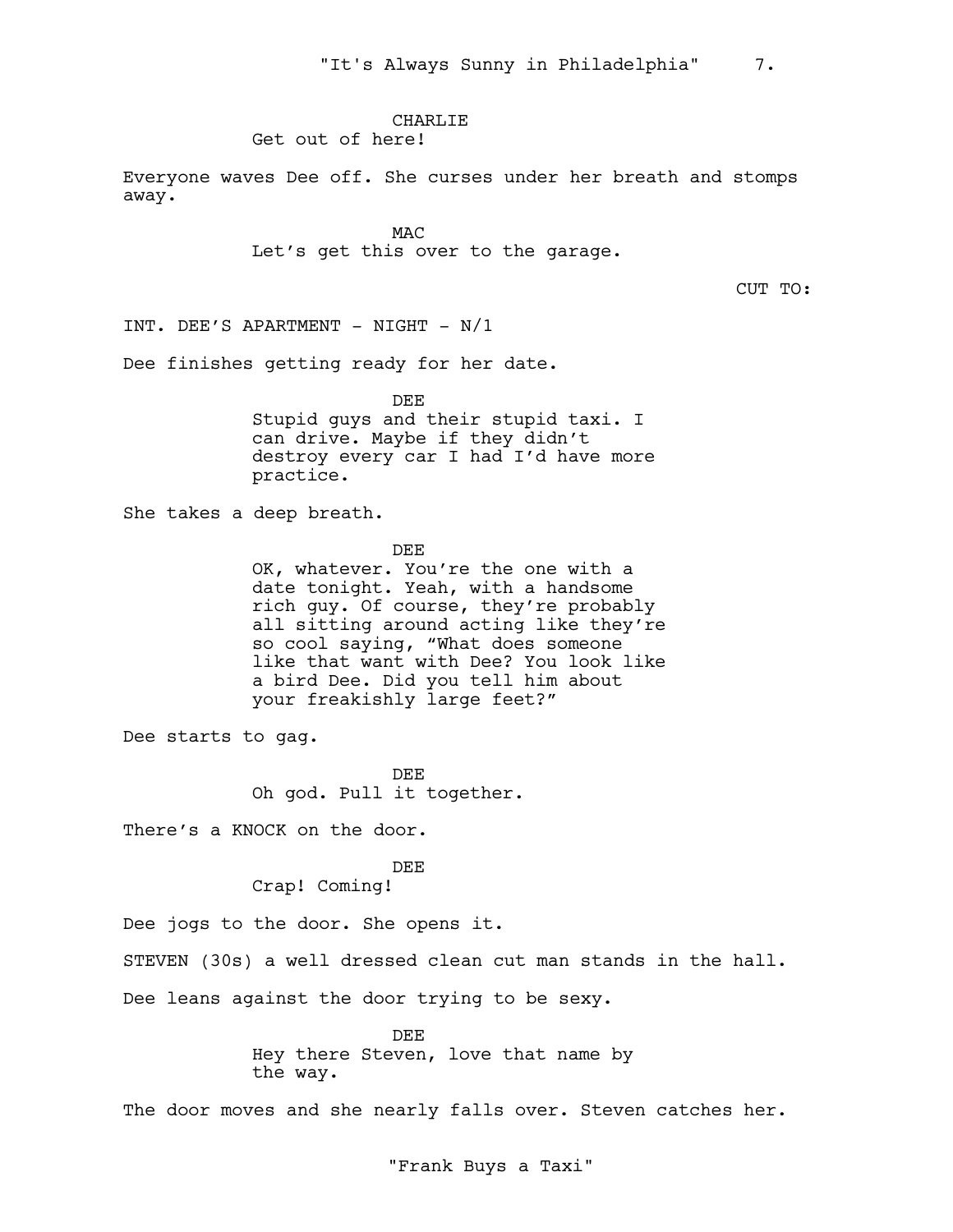CHARLIE

Get out of here!

Everyone waves Dee off. She curses under her breath and stomps away.

MAC

Let's get this over to the garage.

CUT TO:

INT. DEE'S APARTMENT - NIGHT - N/1

Dee finishes getting ready for her date.

DEE

Stupid guys and their stupid taxi. I can drive. Maybe if they didn't destroy every car I had I'd have more practice.

She takes a deep breath.

DEE

OK, whatever. You're the one with a date tonight. Yeah, with a handsome rich guy. Of course, they're probably all sitting around acting like they're so cool saying, "What does someone like that want with Dee? You look like a bird Dee. Did you tell him about your freakishly large feet?"

Dee starts to gag.

DEE

Oh god. Pull it together.

There's a KNOCK on the door.

DEE

Crap! Coming!

Dee jogs to the door. She opens it.

STEVEN (30s) a well dressed clean cut man stands in the hall.

Dee leans against the door trying to be sexy.

DEE

Hey there Steven, love that name by the way.

The door moves and she nearly falls over. Steven catches her.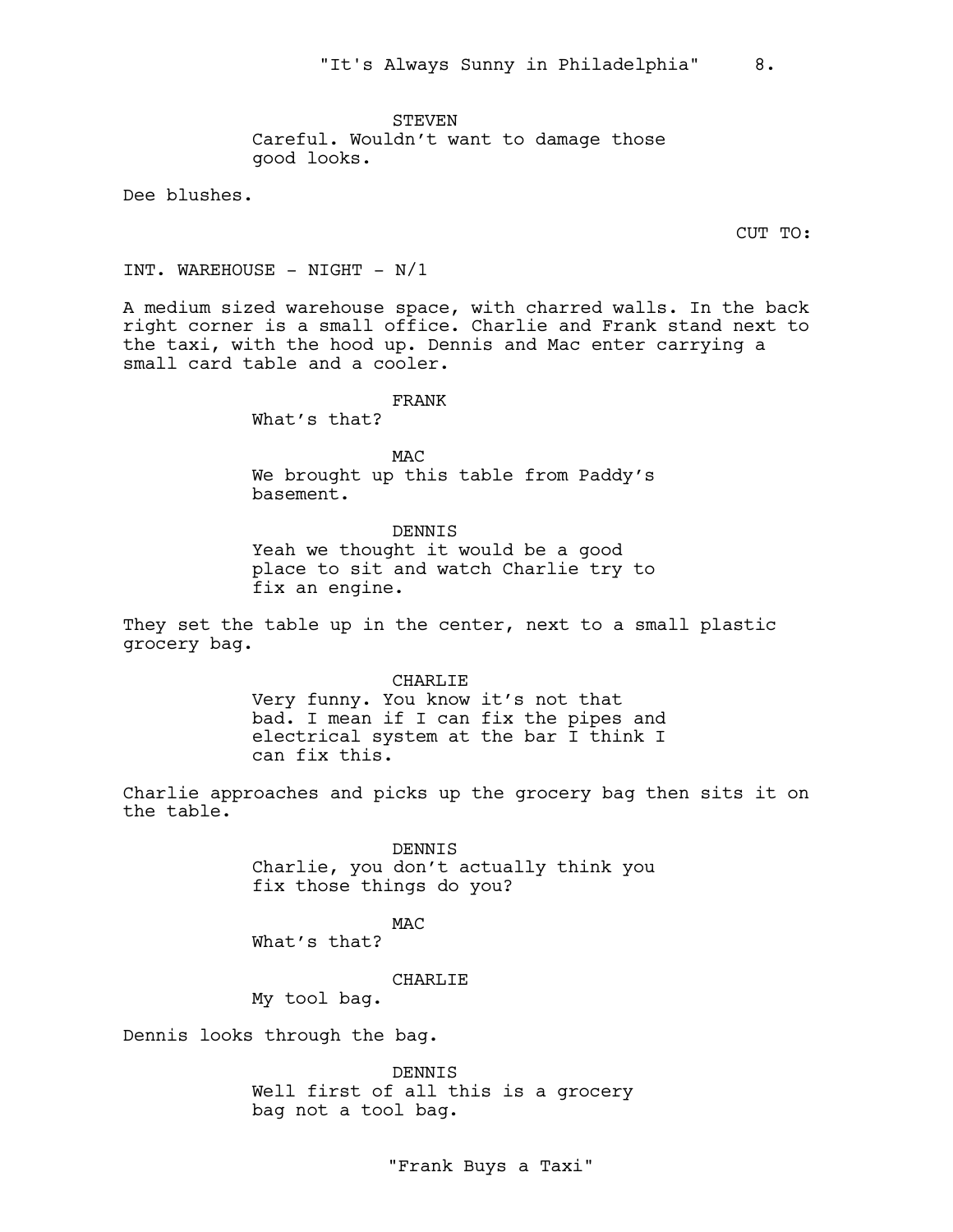STEVEN
Careful. Wouldn't want to damage those good looks.

Dee blushes.

CUT TO:

INT. WAREHOUSE - NIGHT - N/1

A medium sized warehouse space, with charred walls. In the back right corner is a small office. Charlie and Frank stand next to the taxi, with the hood up. Dennis and Mac enter carrying a small card table and a cooler.

FRANK
What's that?

MAC
We brought up this table from Paddy's basement.

DENNIS
Yeah we thought it would be a good place to sit and watch Charlie try to fix an engine.

They set the table up in the center, next to a small plastic grocery bag.

CHARLIE
Very funny. You know it's not that bad. I mean if I can fix the pipes and electrical system at the bar I think I can fix this.

Charlie approaches and picks up the grocery bag then sits it on the table.

DENNIS
Charlie, you don't actually think you fix those things do you?

MAC
What's that?

CHARLIE
My tool bag.

Dennis looks through the bag.

DENNIS
Well first of all this is a grocery bag not a tool bag.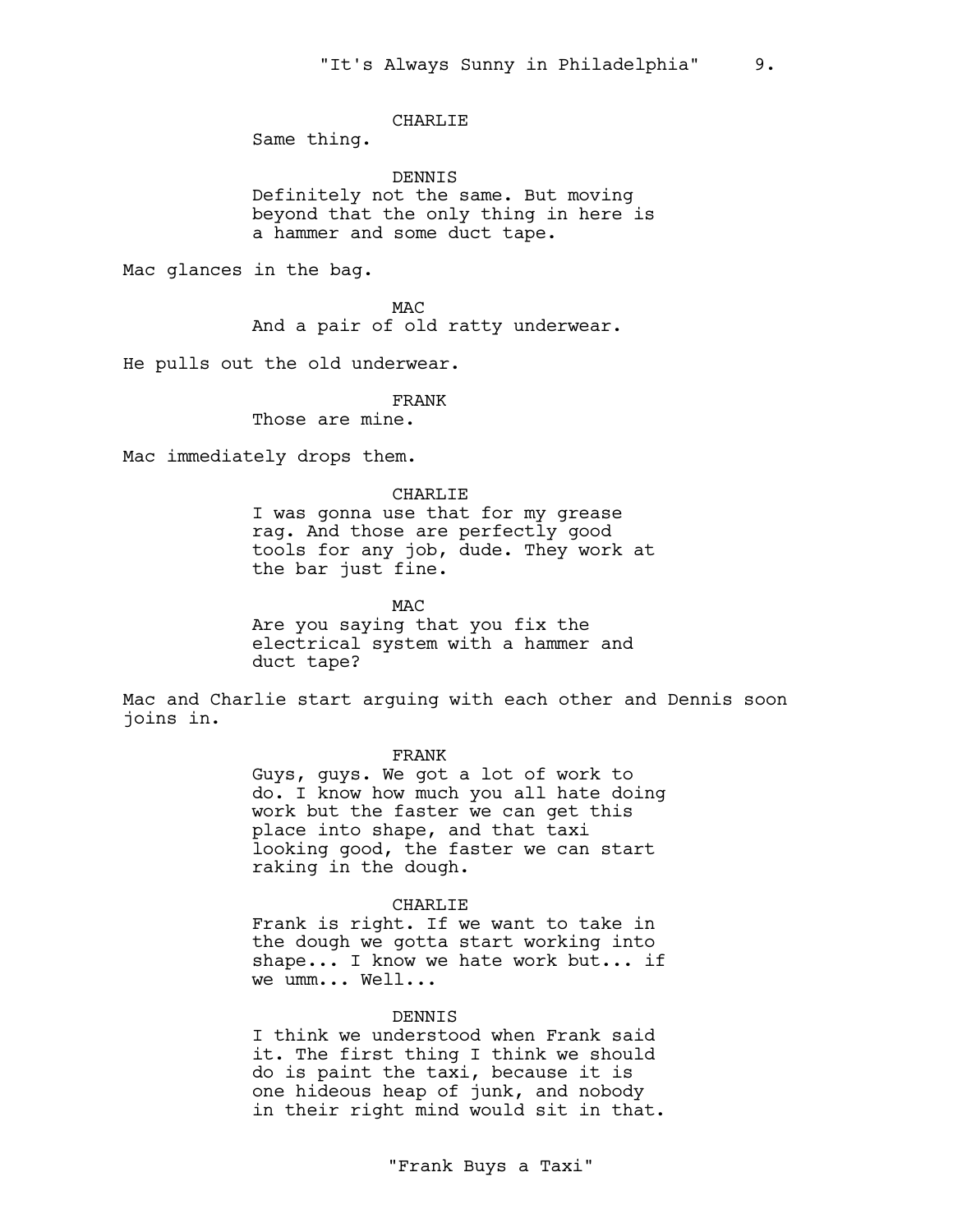CHARLIE

Same thing.

DENNIS

Definitely not the same. But moving beyond that the only thing in here is a hammer and some duct tape.

Mac glances in the bag.

MAC

And a pair of old ratty underwear.

He pulls out the old underwear.

FRANK

Those are mine.

Mac immediately drops them.

CHARLIE

I was gonna use that for my grease rag. And those are perfectly good tools for any job, dude. They work at the bar just fine.

MAC

Are you saying that you fix the electrical system with a hammer and duct tape?

Mac and Charlie start arguing with each other and Dennis soon joins in.

FRANK

Guys, guys. We got a lot of work to do. I know how much you all hate doing work but the faster we can get this place into shape, and that taxi looking good, the faster we can start raking in the dough.

CHARLIE

Frank is right. If we want to take in the dough we gotta start working into shape... I know we hate work but... if we umm... Well...

DENNIS

I think we understood when Frank said it. The first thing I think we should do is paint the taxi, because it is one hideous heap of junk, and nobody in their right mind would sit in that.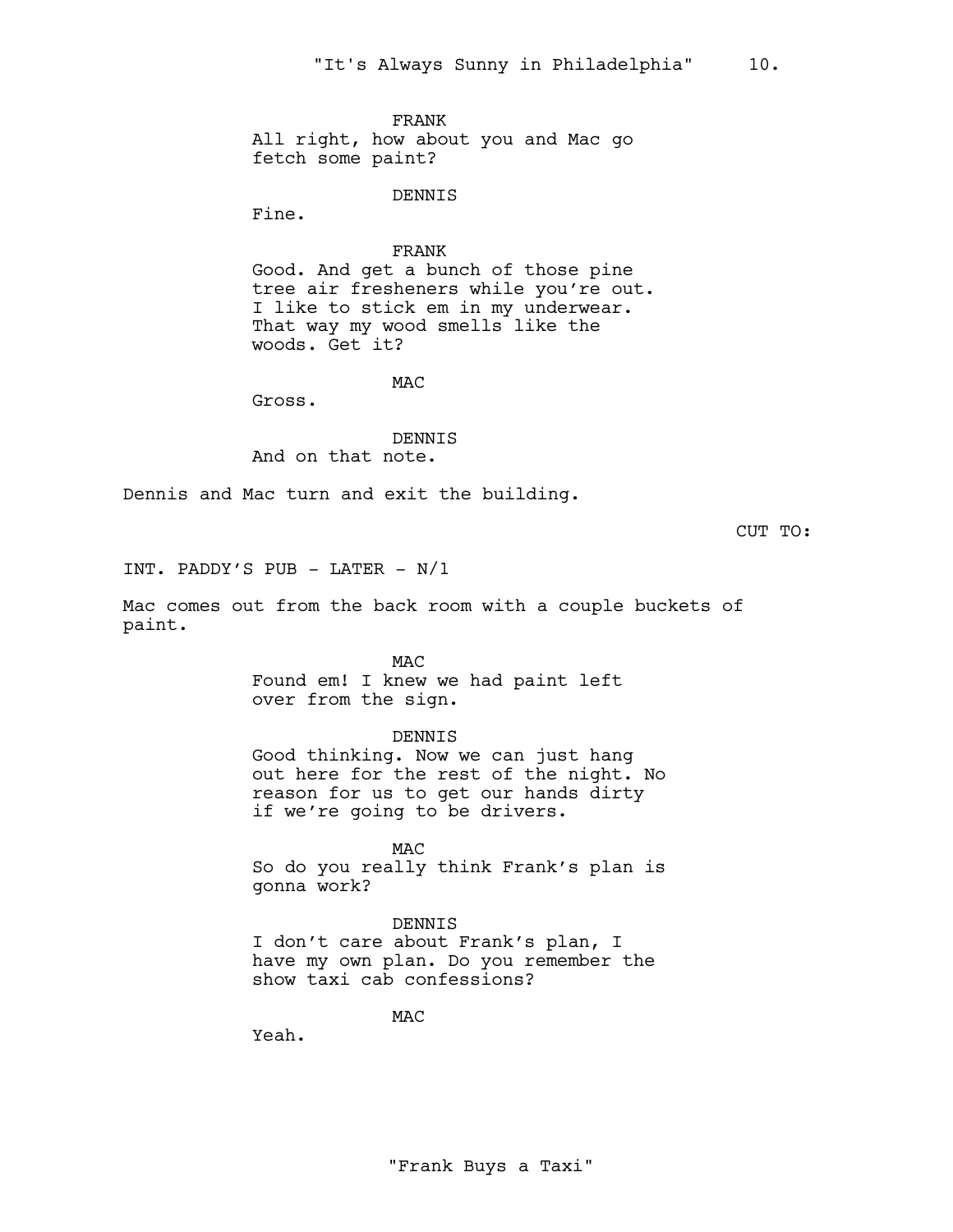FRANK
All right, how about you and Mac go fetch some paint?

DENNIS
Fine.

FRANK
Good. And get a bunch of those pine tree air fresheners while you're out. I like to stick em in my underwear. That way my wood smells like the woods. Get it?

MAC
Gross.

DENNIS
And on that note.

Dennis and Mac turn and exit the building.

CUT TO:

INT. PADDY'S PUB - LATER - N/1

Mac comes out from the back room with a couple buckets of paint.

MAC
Found em! I knew we had paint left over from the sign.

DENNIS
Good thinking. Now we can just hang out here for the rest of the night. No reason for us to get our hands dirty if we're going to be drivers.

MAC
So do you really think Frank's plan is gonna work?

DENNIS
I don't care about Frank's plan, I have my own plan. Do you remember the show taxi cab confessions?

MAC
Yeah.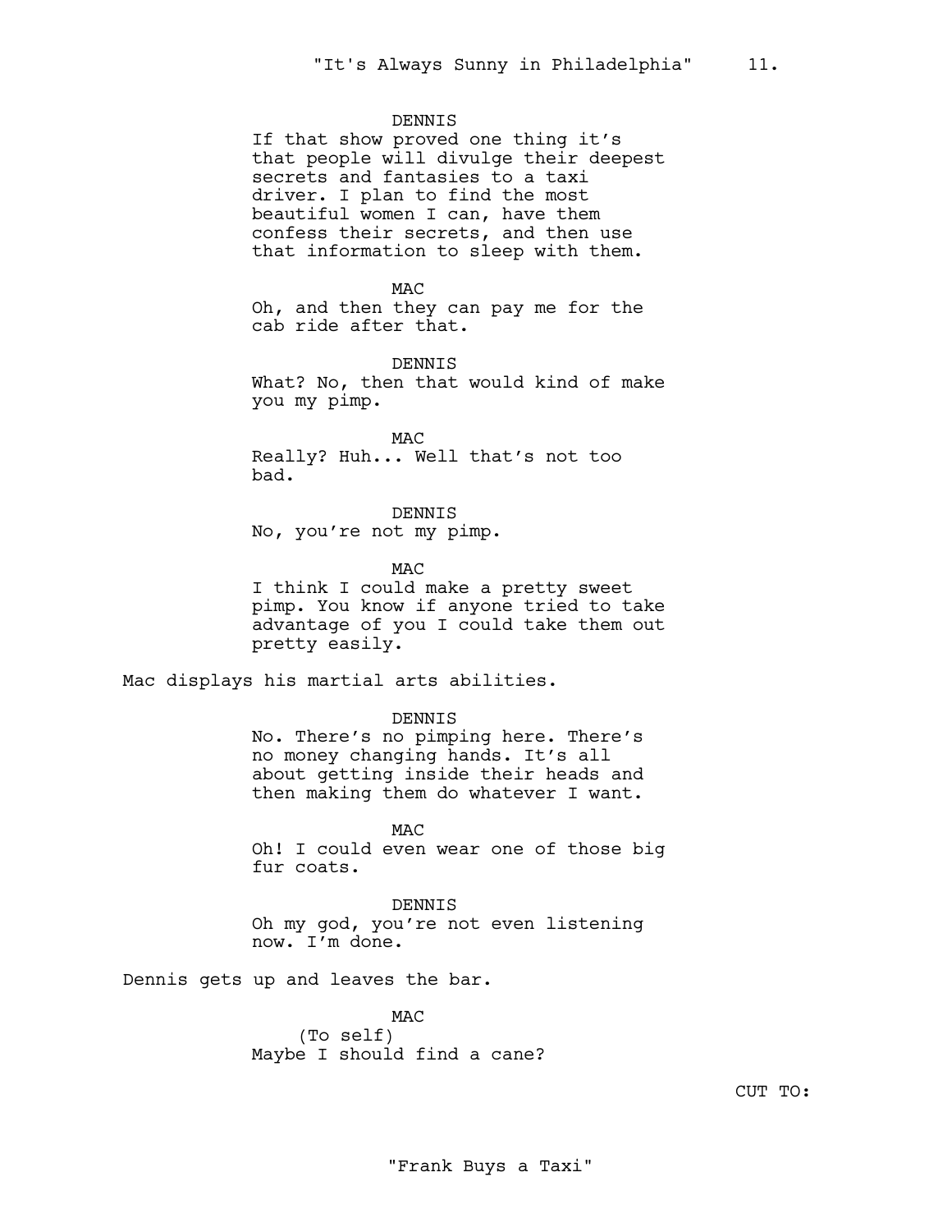DENNIS

If that show proved one thing it's that people will divulge their deepest secrets and fantasies to a taxi driver. I plan to find the most beautiful women I can, have them confess their secrets, and then use that information to sleep with them.

MAC

Oh, and then they can pay me for the cab ride after that.

DENNIS

What? No, then that would kind of make you my pimp.

MAC

Really? Huh... Well that's not too bad.

DENNIS

No, you're not my pimp.

MAC

I think I could make a pretty sweet pimp. You know if anyone tried to take advantage of you I could take them out pretty easily.

Mac displays his martial arts abilities.

DENNIS

No. There's no pimping here. There's no money changing hands. It's all about getting inside their heads and then making them do whatever I want.

MAC

Oh! I could even wear one of those big fur coats.

DENNIS

Oh my god, you're not even listening now. I'm done.

Dennis gets up and leaves the bar.

MAC

(To self)

Maybe I should find a cane?

CUT TO: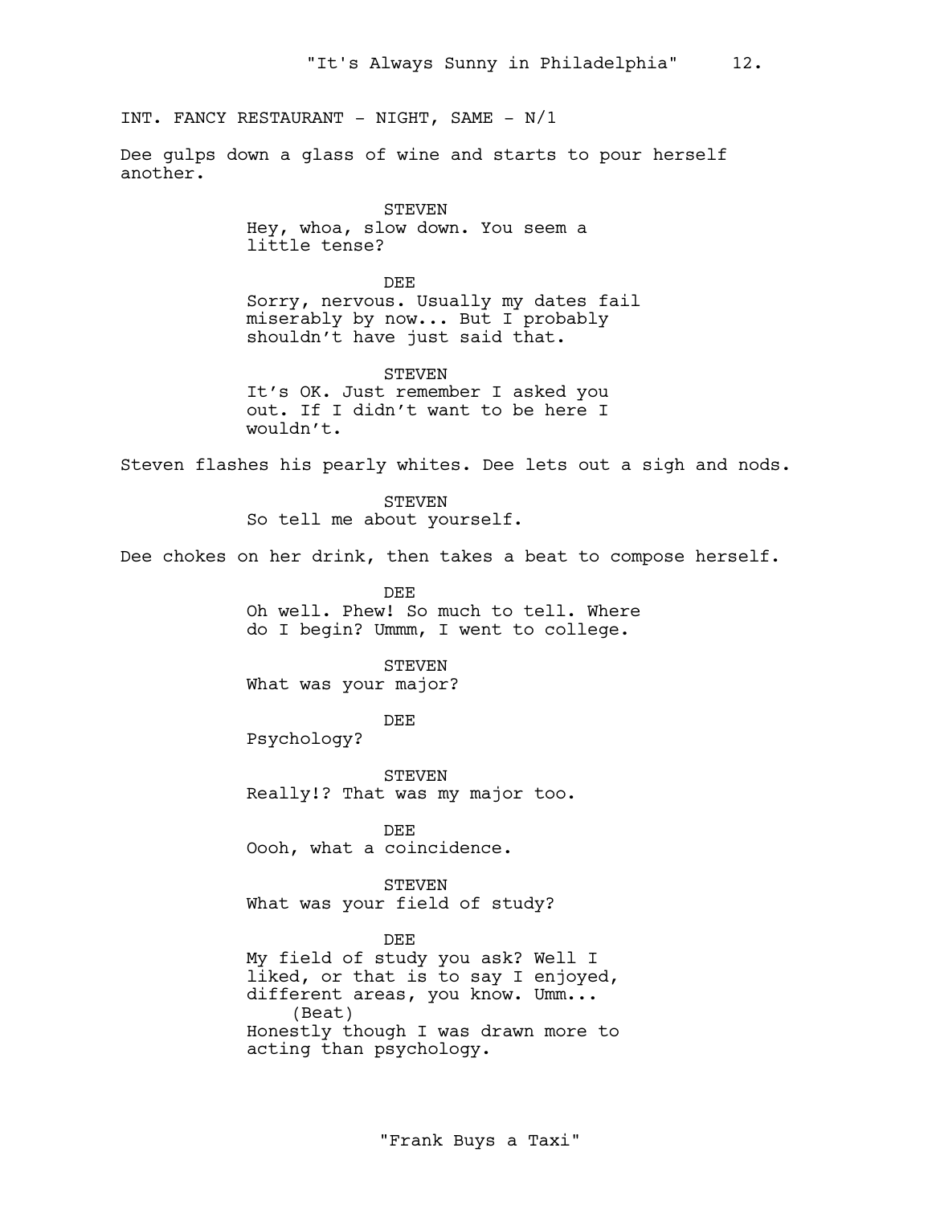INT. FANCY RESTAURANT - NIGHT, SAME - N/1

Dee gulps down a glass of wine and starts to pour herself another.

STEVEN
Hey, whoa, slow down. You seem a little tense?

DEE
Sorry, nervous. Usually my dates fail miserably by now... But I probably shouldn’t have just said that.

STEVEN
It’s OK. Just remember I asked you out. If I didn’t want to be here I wouldn’t.

Steven flashes his pearly whites. Dee lets out a sigh and nods.

STEVEN
So tell me about yourself.

Dee chokes on her drink, then takes a beat to compose herself.

DEE
Oh well. Phew! So much to tell. Where do I begin? Ummm, I went to college.

STEVEN
What was your major?

DEE
Psychology?

STEVEN
Really!? That was my major too.

DEE
Oooh, what a coincidence.

STEVEN
What was your field of study?

DEE
My field of study you ask? Well I liked, or that is to say I enjoyed, different areas, you know. Umm...
(Beat)
Honestly though I was drawn more to acting than psychology.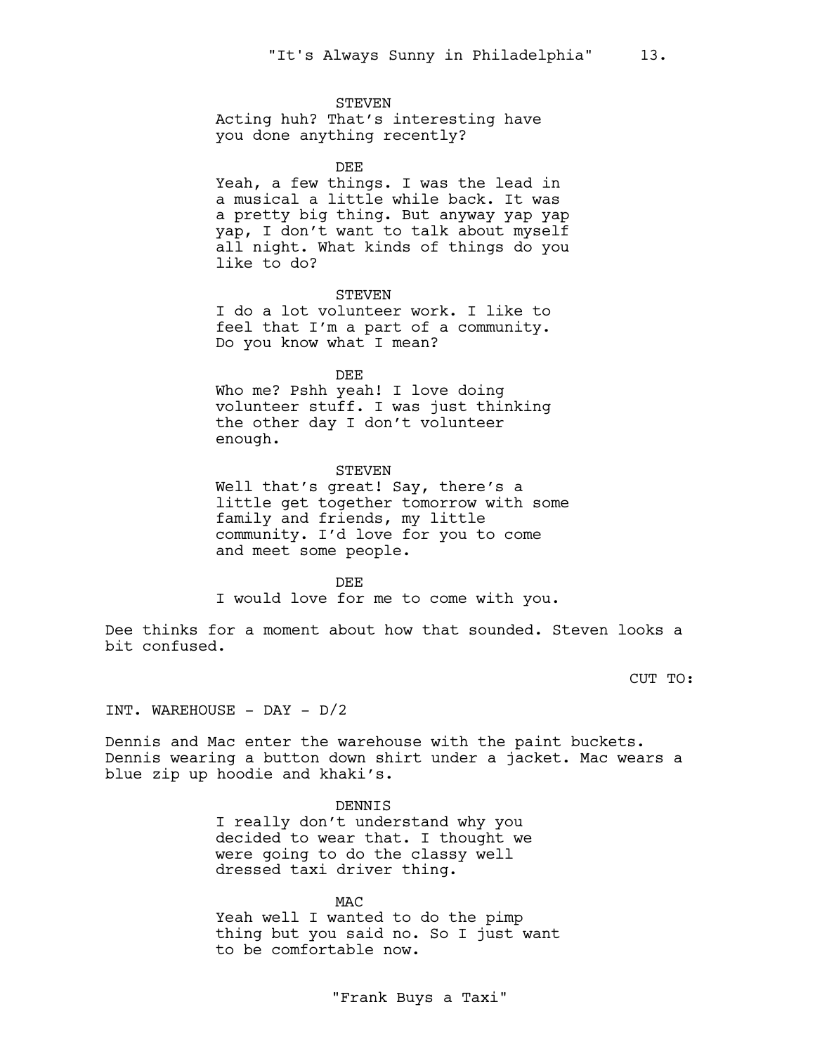STEVEN
Acting huh? That's interesting have you done anything recently?

DEE
Yeah, a few things. I was the lead in a musical a little while back. It was a pretty big thing. But anyway yap yap yap, I don't want to talk about myself all night. What kinds of things do you like to do?

STEVEN
I do a lot volunteer work. I like to feel that I'm a part of a community. Do you know what I mean?

DEE
Who me? Pshh yeah! I love doing volunteer stuff. I was just thinking the other day I don't volunteer enough.

STEVEN
Well that's great! Say, there's a little get together tomorrow with some family and friends, my little community. I'd love for you to come and meet some people.

DEE
I would love for me to come with you.

Dee thinks for a moment about how that sounded. Steven looks a bit confused.

CUT TO:

INT. WAREHOUSE - DAY - D/2

Dennis and Mac enter the warehouse with the paint buckets. Dennis wearing a button down shirt under a jacket. Mac wears a blue zip up hoodie and khaki's.

DENNIS
I really don't understand why you decided to wear that. I thought we were going to do the classy well dressed taxi driver thing.

MAC
Yeah well I wanted to do the pimp thing but you said no. So I just want to be comfortable now.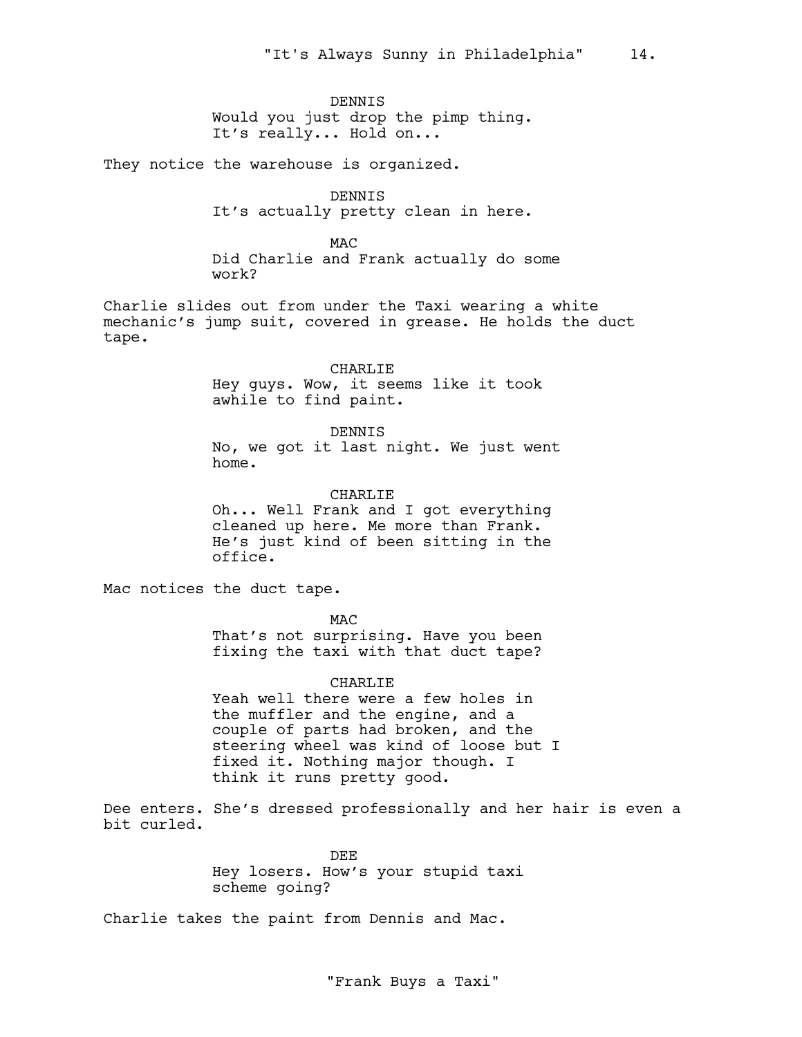DENNIS
Would you just drop the pimp thing. It's really... Hold on...

They notice the warehouse is organized.

DENNIS
It's actually pretty clean in here.

MAC
Did Charlie and Frank actually do some work?

Charlie slides out from under the Taxi wearing a white mechanic's jump suit, covered in grease. He holds the duct tape.

CHARLIE
Hey guys. Wow, it seems like it took awhile to find paint.

DENNIS
No, we got it last night. We just went home.

CHARLIE
Oh... Well Frank and I got everything cleaned up here. Me more than Frank. He's just kind of been sitting in the office.

Mac notices the duct tape.

MAC
That's not surprising. Have you been fixing the taxi with that duct tape?

CHARLIE
Yeah well there were a few holes in the muffler and the engine, and a couple of parts had broken, and the steering wheel was kind of loose but I fixed it. Nothing major though. I think it runs pretty good.

Dee enters. She's dressed professionally and her hair is even a bit curled.

DEE
Hey losers. How's your stupid taxi scheme going?

Charlie takes the paint from Dennis and Mac.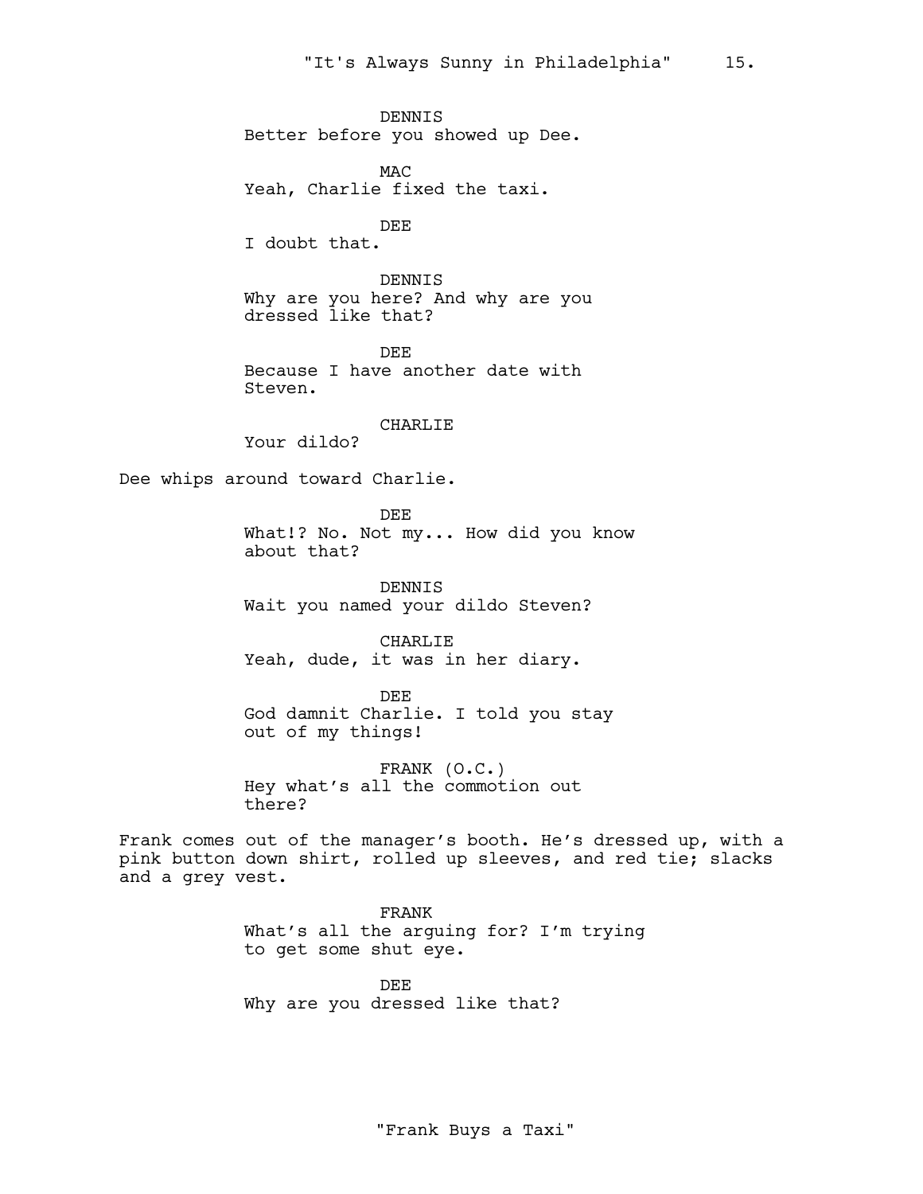DENNIS
Better before you showed up Dee.

MAC
Yeah, Charlie fixed the taxi.

DEE
I doubt that.

DENNIS
Why are you here? And why are you dressed like that?

DEE
Because I have another date with Steven.

CHARLIE
Your dildo?

Dee whips around toward Charlie.

DEE
What!? No. Not my... How did you know about that?

DENNIS
Wait you named your dildo Steven?

CHARLIE
Yeah, dude, it was in her diary.

DEE
God damnit Charlie. I told you stay out of my things!

FRANK (O.C.)
Hey what's all the commotion out there?

Frank comes out of the manager's booth. He's dressed up, with a pink button down shirt, rolled up sleeves, and red tie; slacks and a grey vest.

FRANK
What's all the arguing for? I'm trying to get some shut eye.

DEE
Why are you dressed like that?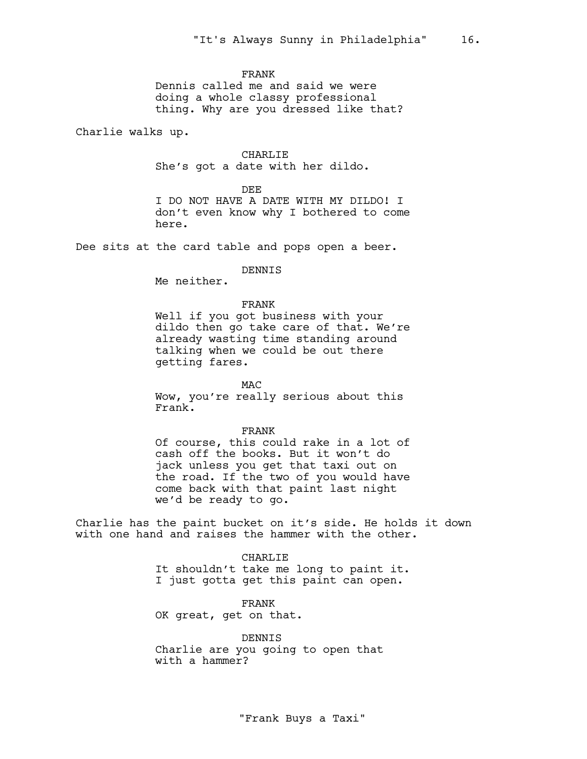FRANK
Dennis called me and said we were doing a whole classy professional thing. Why are you dressed like that?

Charlie walks up.

CHARLIE
She’s got a date with her dildo.

DEE
I DO NOT HAVE A DATE WITH MY DILDO! I don’t even know why I bothered to come here.

Dee sits at the card table and pops open a beer.

DENNIS
Me neither.

FRANK
Well if you got business with your dildo then go take care of that. We’re already wasting time standing around talking when we could be out there getting fares.

MAC
Wow, you’re really serious about this Frank.

FRANK
Of course, this could rake in a lot of cash off the books. But it won’t do jack unless you get that taxi out on the road. If the two of you would have come back with that paint last night we’d be ready to go.

Charlie has the paint bucket on it’s side. He holds it down with one hand and raises the hammer with the other.

CHARLIE
It shouldn’t take me long to paint it. I just gotta get this paint can open.

FRANK
OK great, get on that.

DENNIS
Charlie are you going to open that with a hammer?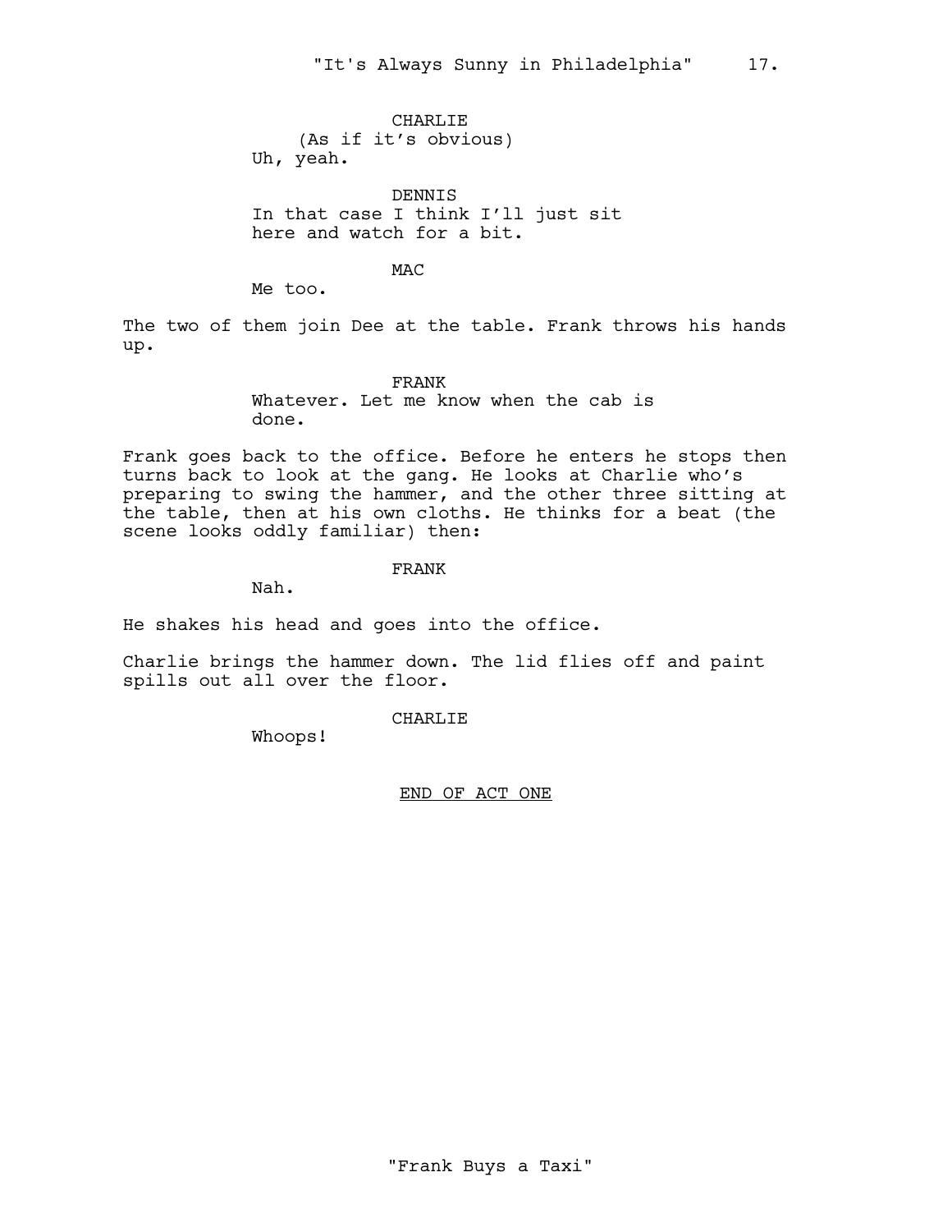CHARLIE
(As if it's obvious)
Uh, yeah.

DENNIS
In that case I think I'll just sit here and watch for a bit.

MAC
Me too.

The two of them join Dee at the table. Frank throws his hands up.

FRANK
Whatever. Let me know when the cab is done.

Frank goes back to the office. Before he enters he stops then turns back to look at the gang. He looks at Charlie who's preparing to swing the hammer, and the other three sitting at the table, then at his own cloths. He thinks for a beat (the scene looks oddly familiar) then:

FRANK
Nah.

He shakes his head and goes into the office.

Charlie brings the hammer down. The lid flies off and paint spills out all over the floor.

CHARLIE
Whoops!

END OF ACT ONE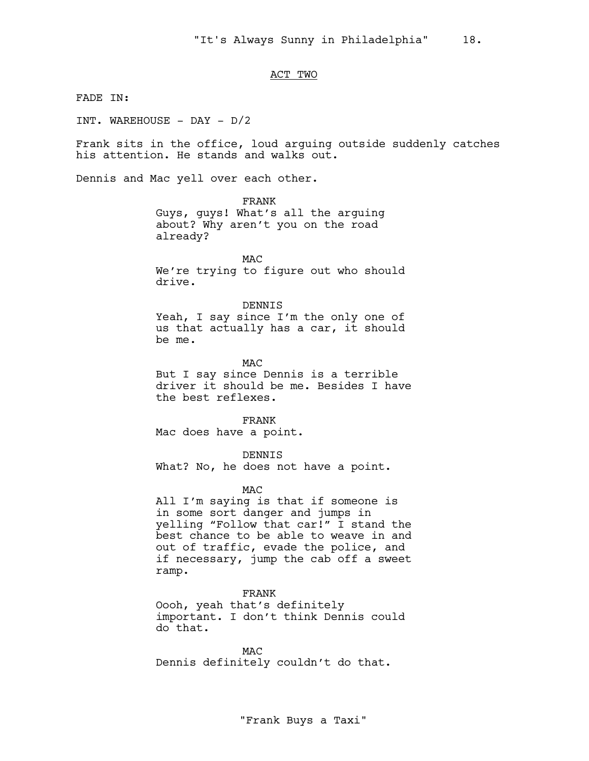## ACT TWO

FADE IN:

INT. WAREHOUSE - DAY - D/2

Frank sits in the office, loud arguing outside suddenly catches his attention. He stands and walks out.

Dennis and Mac yell over each other.

FRANK
Guys, guys! What's all the arguing about? Why aren't you on the road already?

MAC
We're trying to figure out who should drive.

DENNIS
Yeah, I say since I'm the only one of us that actually has a car, it should be me.

MAC
But I say since Dennis is a terrible driver it should be me. Besides I have the best reflexes.

FRANK
Mac does have a point.

DENNIS
What? No, he does not have a point.

MAC
All I'm saying is that if someone is in some sort danger and jumps in yelling "Follow that car!" I stand the best chance to be able to weave in and out of traffic, evade the police, and if necessary, jump the cab off a sweet ramp.

FRANK
Oooh, yeah that's definitely important. I don't think Dennis could do that.

MAC
Dennis definitely couldn't do that.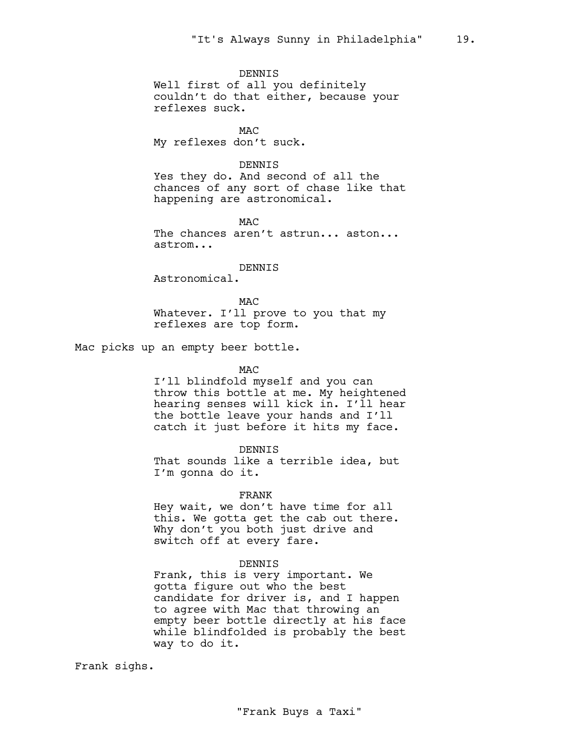DENNIS
Well first of all you definitely couldn't do that either, because your reflexes suck.

MAC
My reflexes don't suck.

DENNIS
Yes they do. And second of all the chances of any sort of chase like that happening are astronomical.

MAC
The chances aren't astrun... aston... astrom...

DENNIS
Astronomical.

MAC
Whatever. I'll prove to you that my reflexes are top form.

Mac picks up an empty beer bottle.

MAC
I'll blindfold myself and you can throw this bottle at me. My heightened hearing senses will kick in. I'll hear the bottle leave your hands and I'll catch it just before it hits my face.

DENNIS
That sounds like a terrible idea, but I'm gonna do it.

FRANK
Hey wait, we don't have time for all this. We gotta get the cab out there. Why don't you both just drive and switch off at every fare.

DENNIS
Frank, this is very important. We gotta figure out who the best candidate for driver is, and I happen to agree with Mac that throwing an empty beer bottle directly at his face while blindfolded is probably the best way to do it.

Frank sighs.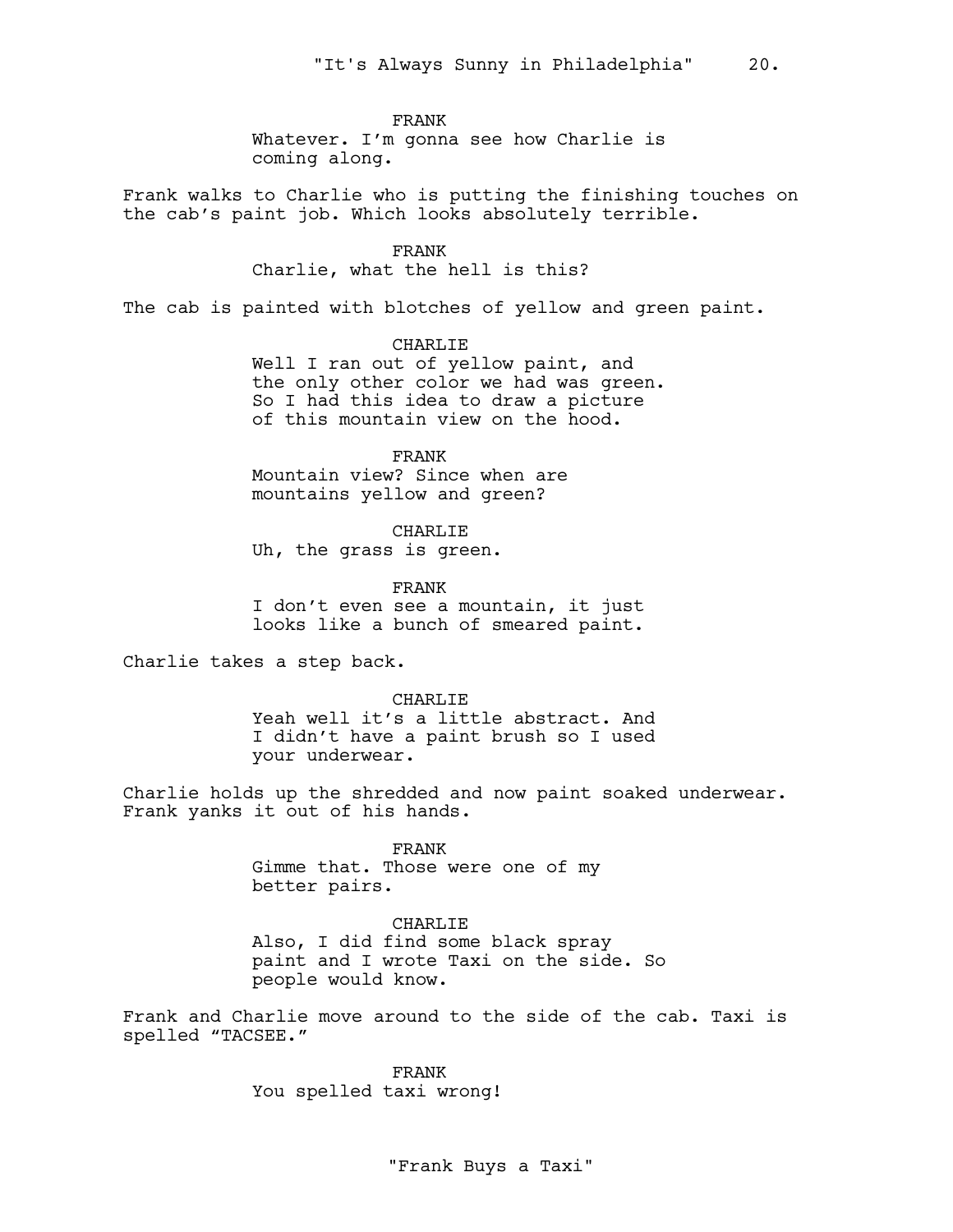FRANK
Whatever. I'm gonna see how Charlie is coming along.

Frank walks to Charlie who is putting the finishing touches on the cab's paint job. Which looks absolutely terrible.

FRANK
Charlie, what the hell is this?

The cab is painted with blotches of yellow and green paint.

CHARLIE
Well I ran out of yellow paint, and the only other color we had was green. So I had this idea to draw a picture of this mountain view on the hood.

FRANK
Mountain view? Since when are mountains yellow and green?

CHARLIE
Uh, the grass is green.

FRANK
I don't even see a mountain, it just looks like a bunch of smeared paint.

Charlie takes a step back.

CHARLIE
Yeah well it's a little abstract. And I didn't have a paint brush so I used your underwear.

Charlie holds up the shredded and now paint soaked underwear. Frank yanks it out of his hands.

FRANK
Gimme that. Those were one of my better pairs.

CHARLIE
Also, I did find some black spray paint and I wrote Taxi on the side. So people would know.

Frank and Charlie move around to the side of the cab. Taxi is spelled "TACSEE."

FRANK
You spelled taxi wrong!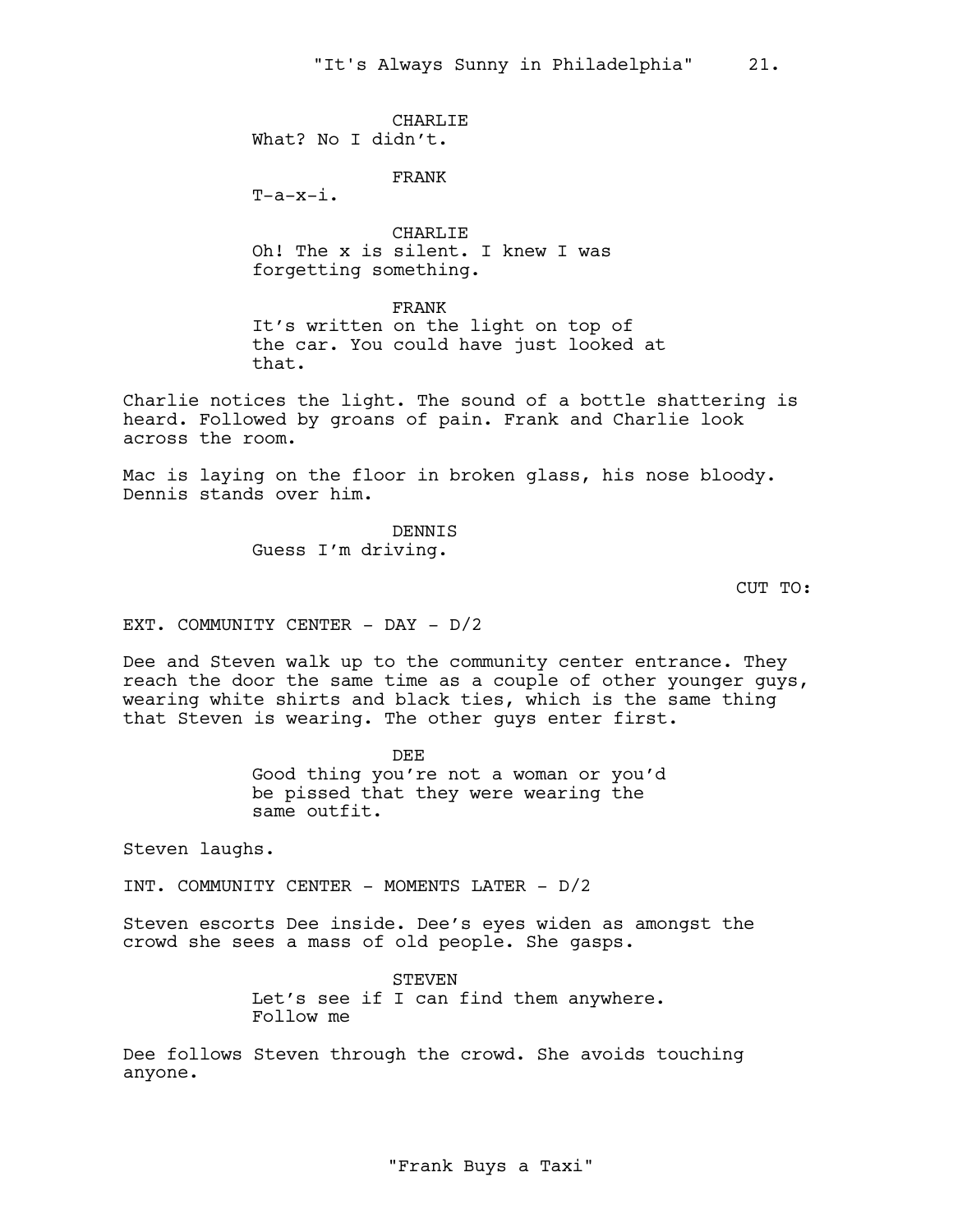CHARLIE
What? No I didn't.

FRANK
T-a-x-i.

CHARLIE
Oh! The x is silent. I knew I was forgetting something.

FRANK
It's written on the light on top of the car. You could have just looked at that.

Charlie notices the light. The sound of a bottle shattering is heard. Followed by groans of pain. Frank and Charlie look across the room.

Mac is laying on the floor in broken glass, his nose bloody. Dennis stands over him.

DENNIS
Guess I'm driving.

CUT TO:

EXT. COMMUNITY CENTER - DAY - D/2

Dee and Steven walk up to the community center entrance. They reach the door the same time as a couple of other younger guys, wearing white shirts and black ties, which is the same thing that Steven is wearing. The other guys enter first.

DEE
Good thing you're not a woman or you'd be pissed that they were wearing the same outfit.

Steven laughs.

INT. COMMUNITY CENTER - MOMENTS LATER - D/2

Steven escorts Dee inside. Dee's eyes widen as amongst the crowd she sees a mass of old people. She gasps.

STEVEN
Let's see if I can find them anywhere. Follow me

Dee follows Steven through the crowd. She avoids touching anyone.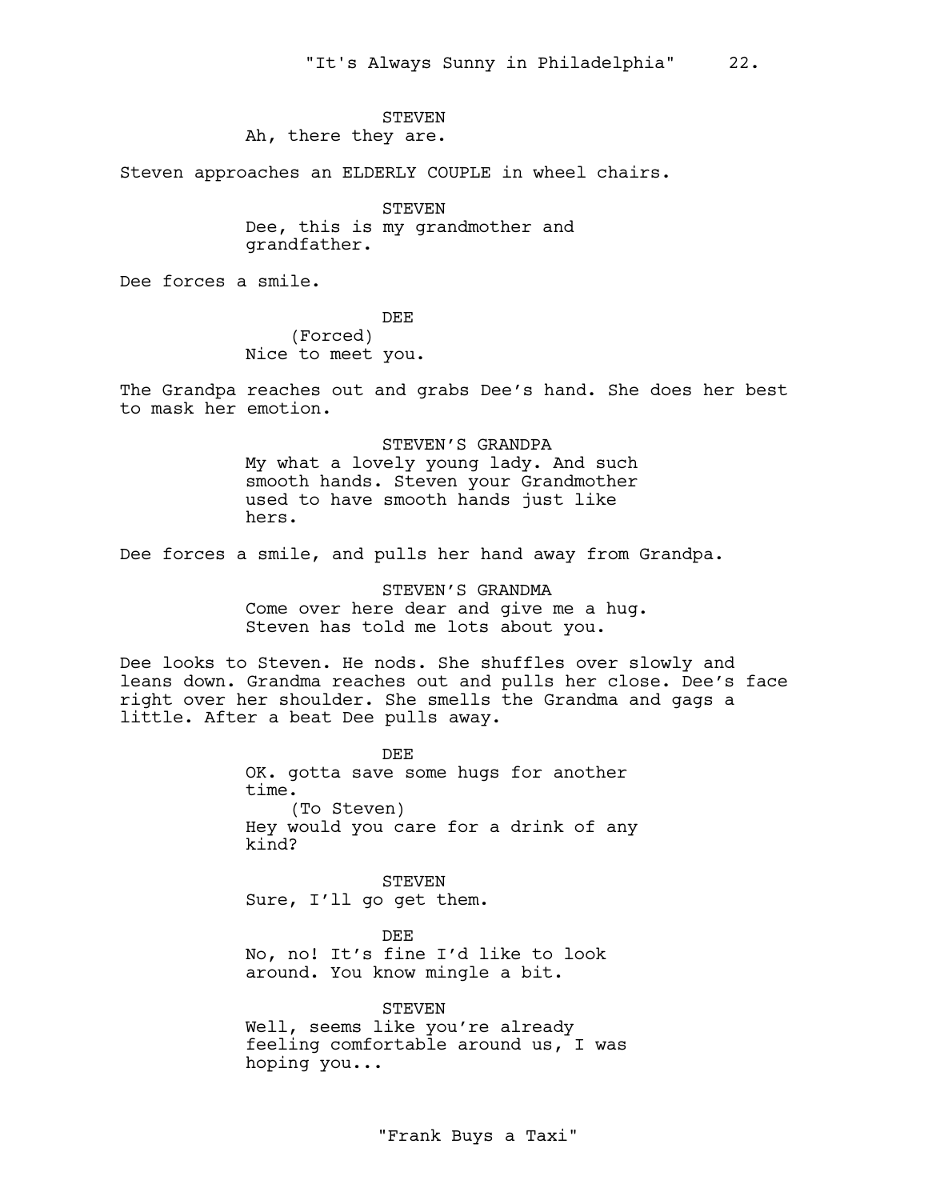STEVEN
Ah, there they are.

Steven approaches an ELDERLY COUPLE in wheel chairs.

STEVEN
Dee, this is my grandmother and grandfather.

Dee forces a smile.

DEE
(Forced)
Nice to meet you.

The Grandpa reaches out and grabs Dee's hand. She does her best to mask her emotion.

STEVEN'S GRANDPA
My what a lovely young lady. And such smooth hands. Steven your Grandmother used to have smooth hands just like hers.

Dee forces a smile, and pulls her hand away from Grandpa.

STEVEN'S GRANDMA
Come over here dear and give me a hug. Steven has told me lots about you.

Dee looks to Steven. He nods. She shuffles over slowly and leans down. Grandma reaches out and pulls her close. Dee's face right over her shoulder. She smells the Grandma and gags a little. After a beat Dee pulls away.

DEE
OK. gotta save some hugs for another time.
(To Steven)
Hey would you care for a drink of any kind?

STEVEN
Sure, I'll go get them.

DEE
No, no! It's fine I'd like to look around. You know mingle a bit.

STEVEN
Well, seems like you're already feeling comfortable around us, I was hoping you...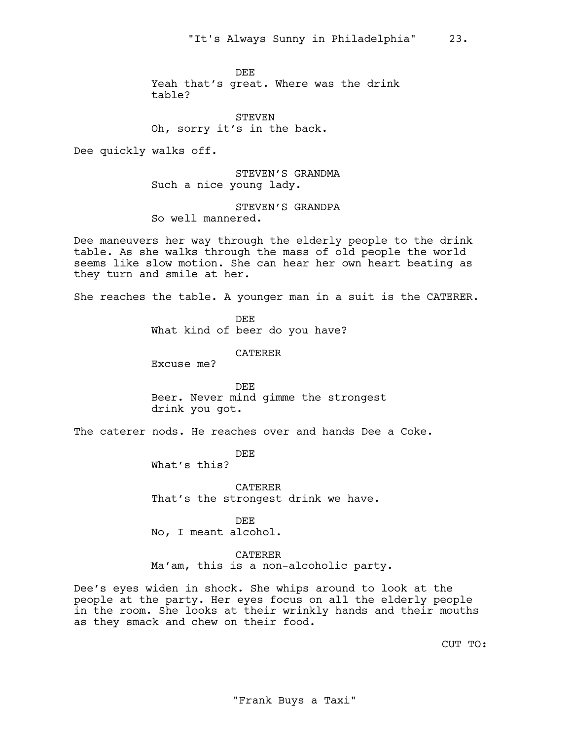DEE
Yeah that's great. Where was the drink table?

STEVEN
Oh, sorry it's in the back.

Dee quickly walks off.

STEVEN'S GRANDMA
Such a nice young lady.

STEVEN'S GRANDPA
So well mannered.

Dee maneuvers her way through the elderly people to the drink table. As she walks through the mass of old people the world seems like slow motion. She can hear her own heart beating as they turn and smile at her.

She reaches the table. A younger man in a suit is the CATERER.

DEE
What kind of beer do you have?

CATERER
Excuse me?

DEE
Beer. Never mind gimme the strongest drink you got.

The caterer nods. He reaches over and hands Dee a Coke.

DEE
What's this?

CATERER
That's the strongest drink we have.

DEE
No, I meant alcohol.

CATERER
Ma'am, this is a non-alcoholic party.

Dee's eyes widen in shock. She whips around to look at the people at the party. Her eyes focus on all the elderly people in the room. She looks at their wrinkly hands and their mouths as they smack and chew on their food.

CUT TO: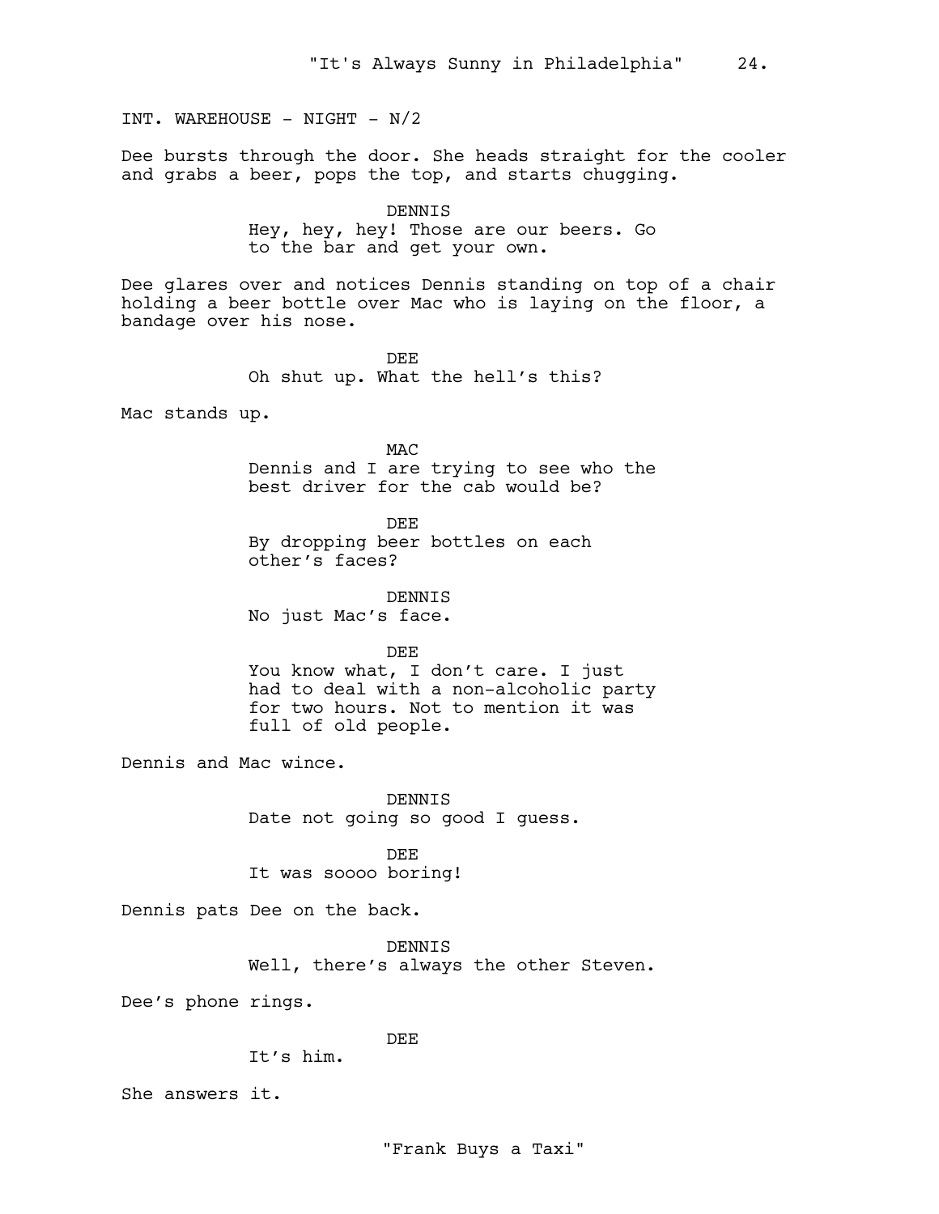INT. WAREHOUSE - NIGHT - N/2

Dee bursts through the door. She heads straight for the cooler and grabs a beer, pops the top, and starts chugging.

DENNIS
Hey, hey, hey! Those are our beers. Go to the bar and get your own.

Dee glares over and notices Dennis standing on top of a chair holding a beer bottle over Mac who is laying on the floor, a bandage over his nose.

DEE
Oh shut up. What the hell's this?

Mac stands up.

MAC
Dennis and I are trying to see who the best driver for the cab would be?

DEE
By dropping beer bottles on each other's faces?

DENNIS
No just Mac's face.

DEE
You know what, I don't care. I just had to deal with a non-alcoholic party for two hours. Not to mention it was full of old people.

Dennis and Mac wince.

DENNIS
Date not going so good I guess.

DEE
It was soooo boring!

Dennis pats Dee on the back.

DENNIS
Well, there's always the other Steven.

Dee's phone rings.

DEE
It's him.

She answers it.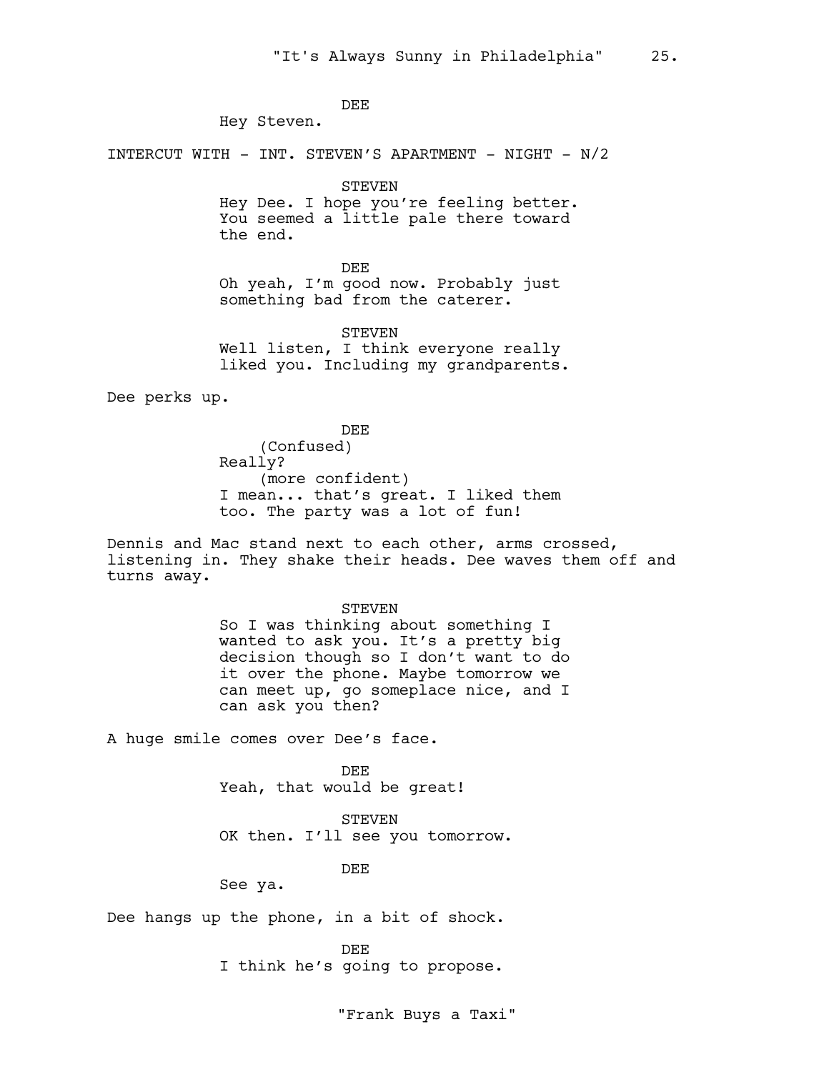DEE

Hey Steven.

INTERCUT WITH - INT. STEVEN'S APARTMENT - NIGHT - N/2

STEVEN

Hey Dee. I hope you're feeling better. You seemed a little pale there toward the end.

DEE

Oh yeah, I'm good now. Probably just something bad from the caterer.

STEVEN

Well listen, I think everyone really liked you. Including my grandparents.

Dee perks up.

DEE

(Confused)

Really?

(more confident)

I mean... that's great. I liked them too. The party was a lot of fun!

Dennis and Mac stand next to each other, arms crossed, listening in. They shake their heads. Dee waves them off and turns away.

STEVEN

So I was thinking about something I wanted to ask you. It's a pretty big decision though so I don't want to do it over the phone. Maybe tomorrow we can meet up, go someplace nice, and I can ask you then?

A huge smile comes over Dee's face.

DEE

Yeah, that would be great!

STEVEN

OK then. I'll see you tomorrow.

DEE

See ya.

Dee hangs up the phone, in a bit of shock.

DEE

I think he's going to propose.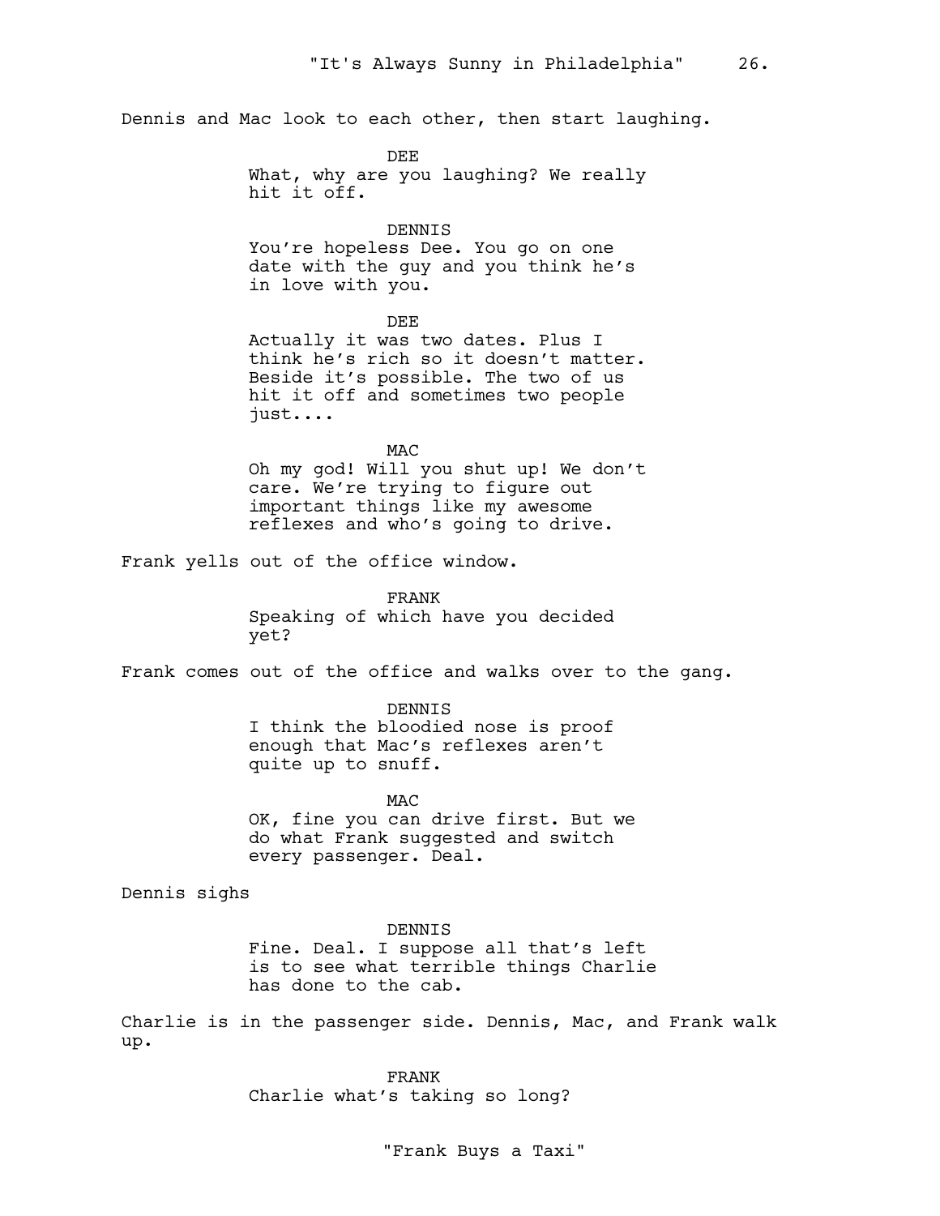Dennis and Mac look to each other, then start laughing.

DEE

What, why are you laughing? We really hit it off.

DENNIS

You're hopeless Dee. You go on one date with the guy and you think he's in love with you.

DEE

Actually it was two dates. Plus I think he's rich so it doesn't matter. Beside it's possible. The two of us hit it off and sometimes two people just....

MAC

Oh my god! Will you shut up! We don't care. We're trying to figure out important things like my awesome reflexes and who's going to drive.

Frank yells out of the office window.

FRANK

Speaking of which have you decided yet?

Frank comes out of the office and walks over to the gang.

DENNIS

I think the bloodied nose is proof enough that Mac's reflexes aren't quite up to snuff.

MAC

OK, fine you can drive first. But we do what Frank suggested and switch every passenger. Deal.

Dennis sighs

DENNIS

Fine. Deal. I suppose all that's left is to see what terrible things Charlie has done to the cab.

Charlie is in the passenger side. Dennis, Mac, and Frank walk up.

FRANK

Charlie what's taking so long?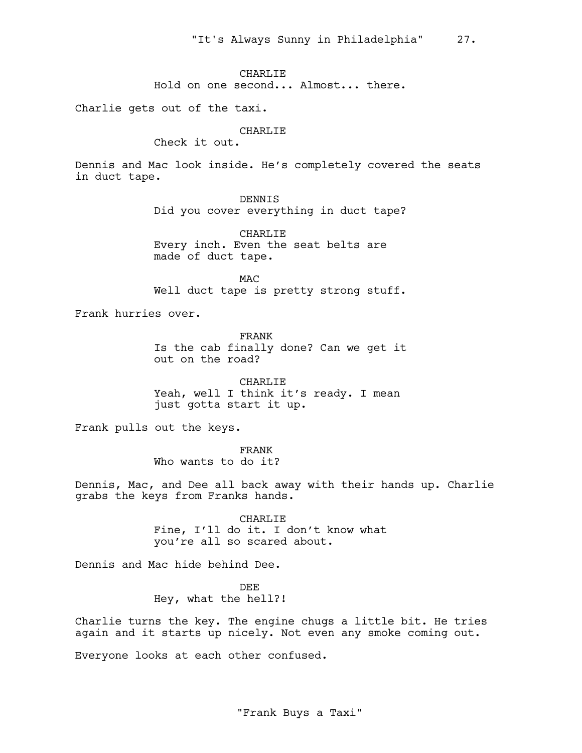CHARLIE

Hold on one second... Almost... there.

Charlie gets out of the taxi.

CHARLIE

Check it out.

Dennis and Mac look inside. He's completely covered the seats in duct tape.

DENNIS

Did you cover everything in duct tape?

CHARLIE

Every inch. Even the seat belts are made of duct tape.

MAC

Well duct tape is pretty strong stuff.

Frank hurries over.

FRANK

Is the cab finally done? Can we get it out on the road?

CHARLIE

Yeah, well I think it's ready. I mean just gotta start it up.

Frank pulls out the keys.

FRANK

Who wants to do it?

Dennis, Mac, and Dee all back away with their hands up. Charlie grabs the keys from Franks hands.

CHARLIE

Fine, I'll do it. I don't know what you're all so scared about.

Dennis and Mac hide behind Dee.

DEE

Hey, what the hell?!

Charlie turns the key. The engine chugs a little bit. He tries again and it starts up nicely. Not even any smoke coming out.

Everyone looks at each other confused.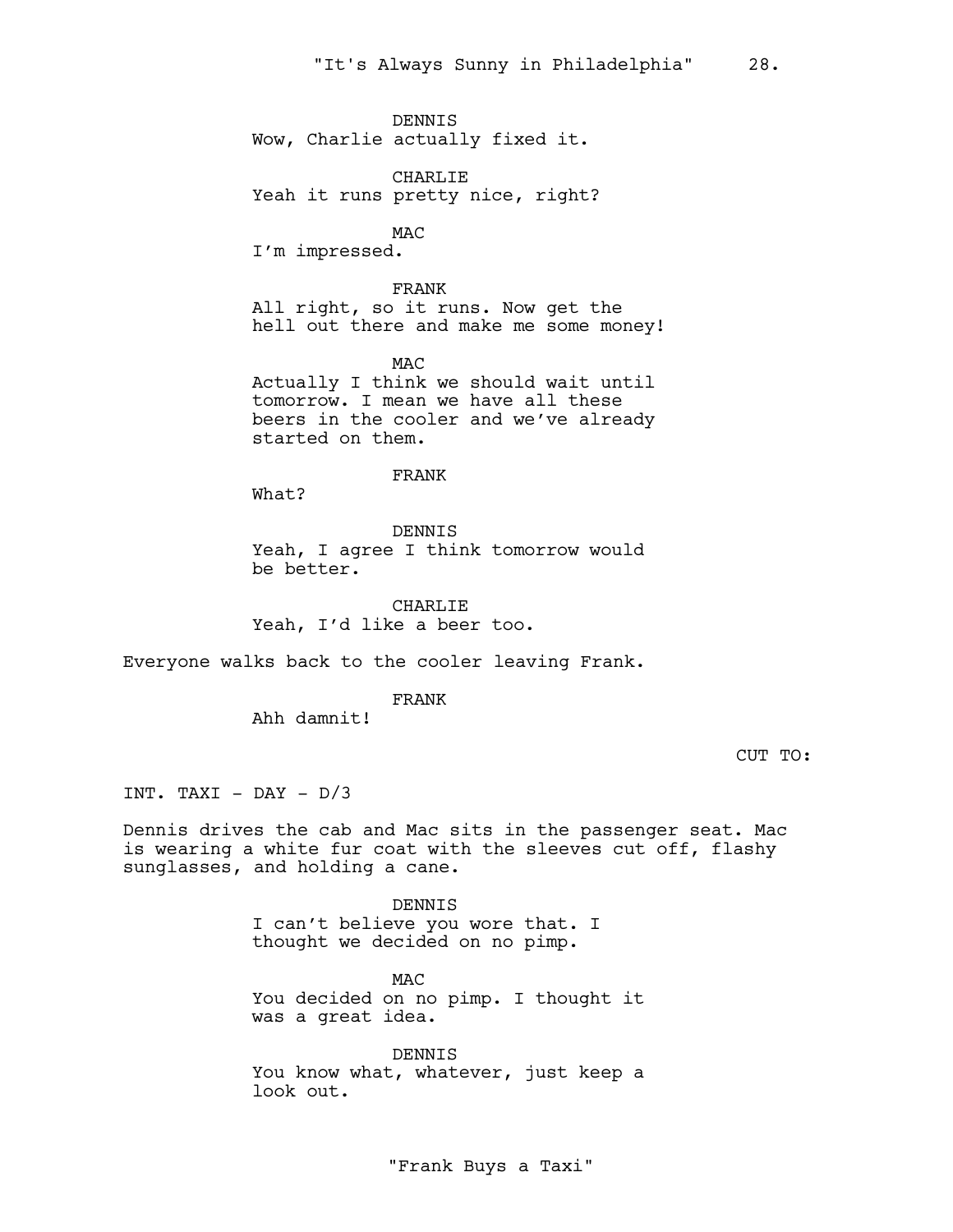DENNIS
Wow, Charlie actually fixed it.

CHARLIE
Yeah it runs pretty nice, right?

MAC
I'm impressed.

FRANK
All right, so it runs. Now get the hell out there and make me some money!

MAC
Actually I think we should wait until tomorrow. I mean we have all these beers in the cooler and we've already started on them.

FRANK
What?

DENNIS
Yeah, I agree I think tomorrow would be better.

CHARLIE
Yeah, I'd like a beer too.

Everyone walks back to the cooler leaving Frank.

FRANK
Ahh damnit!

CUT TO:

INT. TAXI - DAY - D/3

Dennis drives the cab and Mac sits in the passenger seat. Mac is wearing a white fur coat with the sleeves cut off, flashy sunglasses, and holding a cane.

DENNIS
I can't believe you wore that. I thought we decided on no pimp.

MAC
You decided on no pimp. I thought it was a great idea.

DENNIS
You know what, whatever, just keep a look out.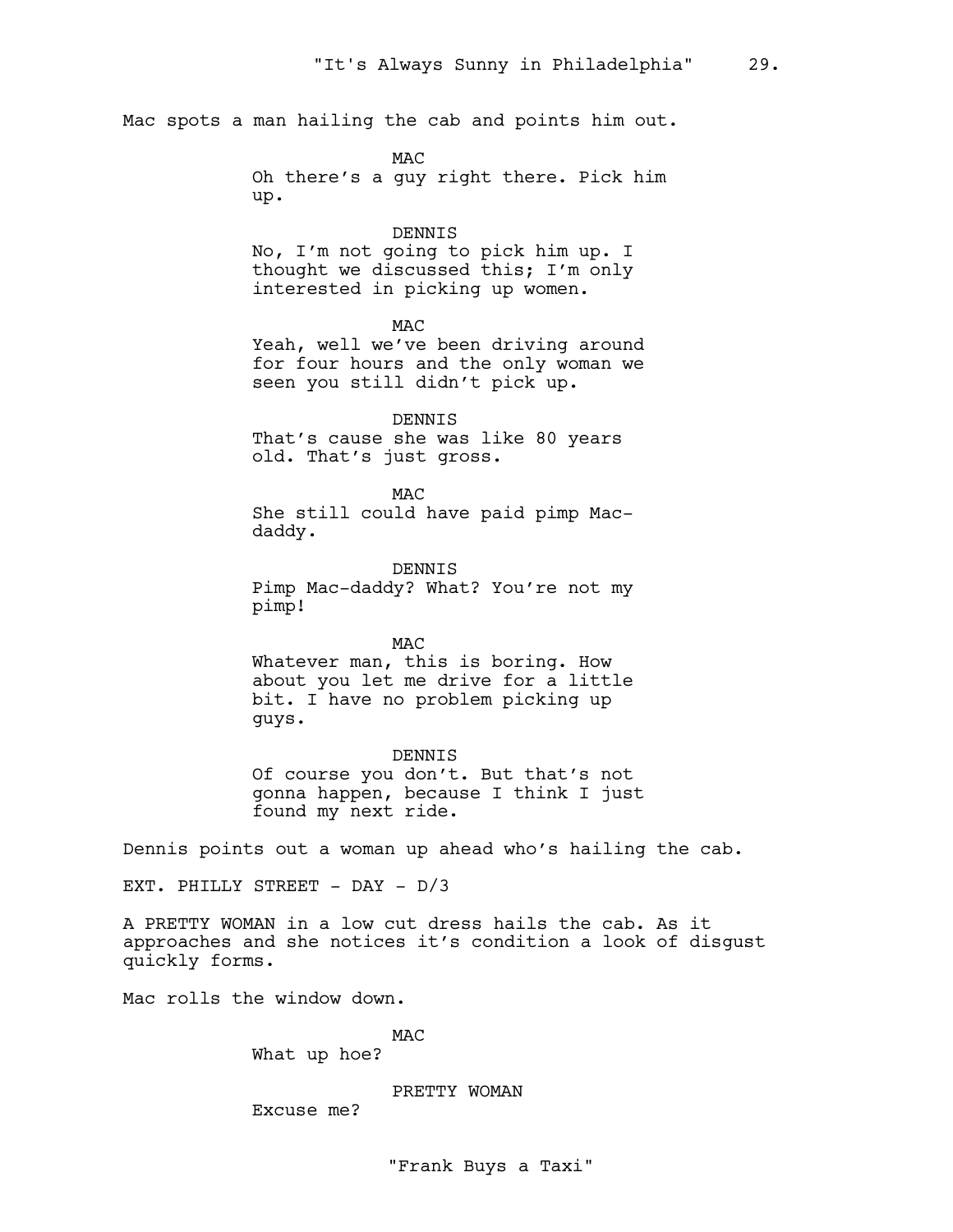Mac spots a man hailing the cab and points him out.

MAC
Oh there's a guy right there. Pick him up.

DENNIS
No, I'm not going to pick him up. I thought we discussed this; I'm only interested in picking up women.

MAC
Yeah, well we've been driving around for four hours and the only woman we seen you still didn't pick up.

DENNIS
That's cause she was like 80 years old. That's just gross.

MAC
She still could have paid pimp Mac-daddy.

DENNIS
Pimp Mac-daddy? What? You're not my pimp!

MAC
Whatever man, this is boring. How about you let me drive for a little bit. I have no problem picking up guys.

DENNIS
Of course you don't. But that's not gonna happen, because I think I just found my next ride.

Dennis points out a woman up ahead who's hailing the cab.

EXT. PHILLY STREET - DAY - D/3

A PRETTY WOMAN in a low cut dress hails the cab. As it approaches and she notices it's condition a look of disgust quickly forms.

Mac rolls the window down.

MAC
What up hoe?

PRETTY WOMAN
Excuse me?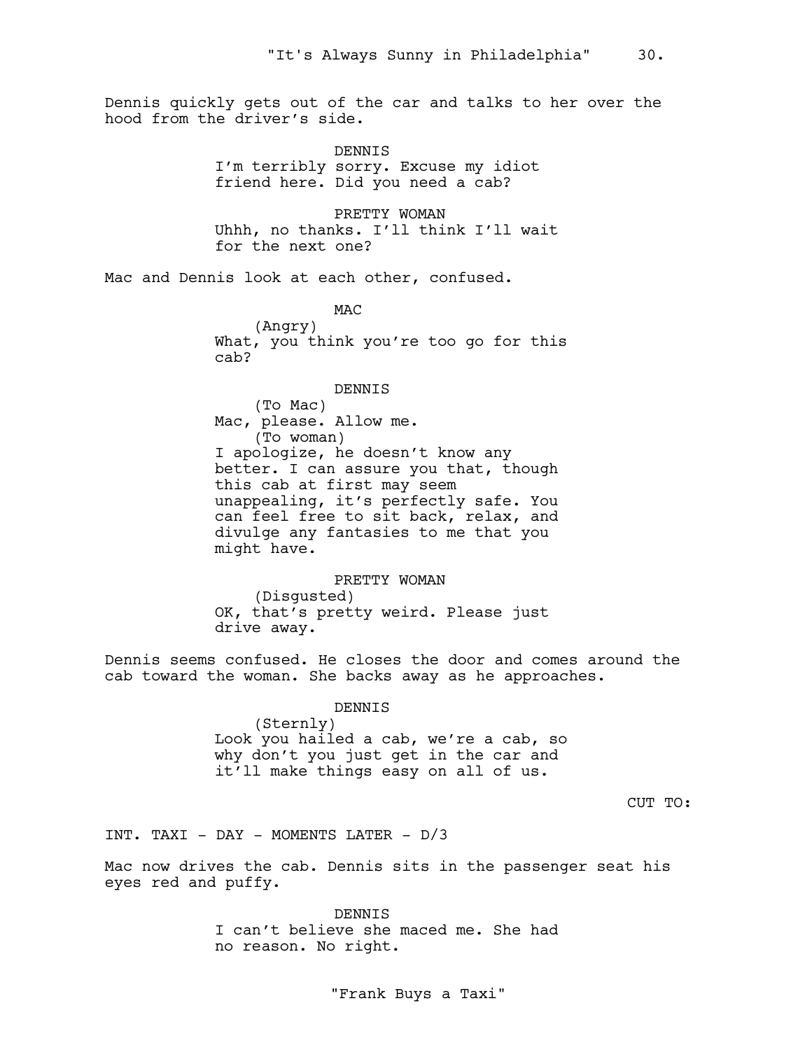Dennis quickly gets out of the car and talks to her over the hood from the driver's side.

DENNIS
I'm terribly sorry. Excuse my idiot friend here. Did you need a cab?

PRETTY WOMAN
Uhhh, no thanks. I'll think I'll wait for the next one?

Mac and Dennis look at each other, confused.

MAC
(Angry)
What, you think you're too go for this cab?

DENNIS
(To Mac)
Mac, please. Allow me.
(To woman)
I apologize, he doesn't know any better. I can assure you that, though this cab at first may seem unappealing, it's perfectly safe. You can feel free to sit back, relax, and divulge any fantasies to me that you might have.

PRETTY WOMAN
(Disgusted)
OK, that's pretty weird. Please just drive away.

Dennis seems confused. He closes the door and comes around the cab toward the woman. She backs away as he approaches.

DENNIS
(Sternly)
Look you hailed a cab, we're a cab, so why don't you just get in the car and it'll make things easy on all of us.

CUT TO:

INT. TAXI - DAY - MOMENTS LATER - D/3

Mac now drives the cab. Dennis sits in the passenger seat his eyes red and puffy.

DENNIS
I can't believe she maced me. She had no reason. No right.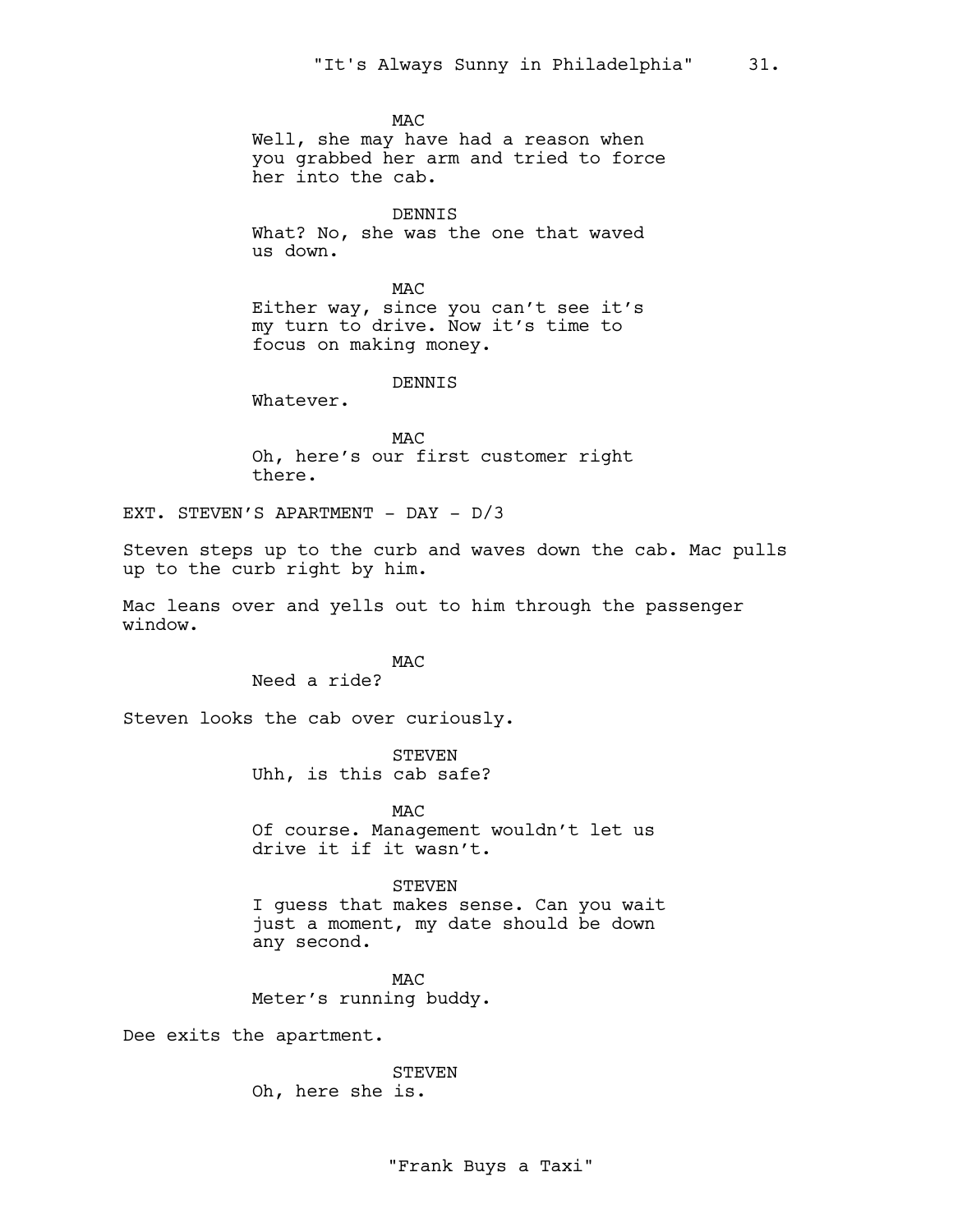MAC
Well, she may have had a reason when you grabbed her arm and tried to force her into the cab.

DENNIS
What? No, she was the one that waved us down.

MAC
Either way, since you can't see it's my turn to drive. Now it's time to focus on making money.

DENNIS
Whatever.

MAC
Oh, here's our first customer right there.

EXT. STEVEN'S APARTMENT - DAY - D/3

Steven steps up to the curb and waves down the cab. Mac pulls up to the curb right by him.

Mac leans over and yells out to him through the passenger window.

MAC
Need a ride?

Steven looks the cab over curiously.

STEVEN
Uhh, is this cab safe?

MAC
Of course. Management wouldn't let us drive it if it wasn't.

STEVEN
I guess that makes sense. Can you wait just a moment, my date should be down any second.

MAC
Meter's running buddy.

Dee exits the apartment.

STEVEN
Oh, here she is.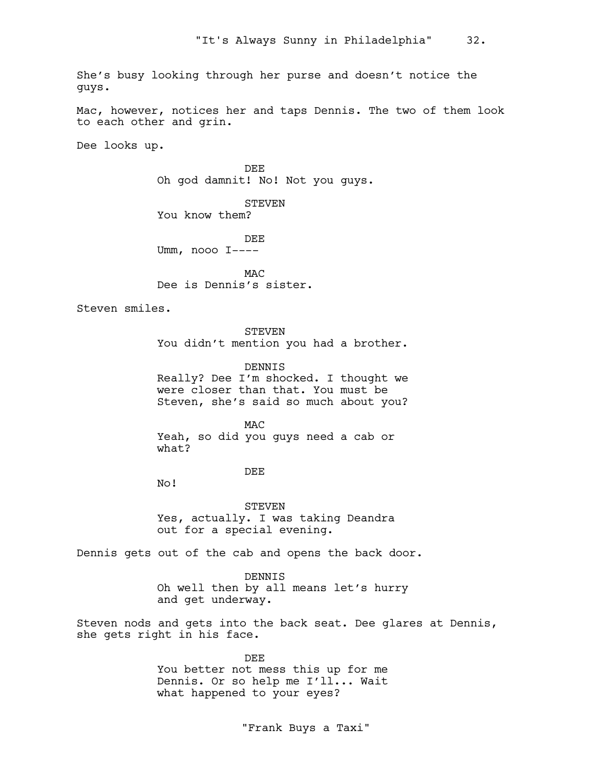She's busy looking through her purse and doesn't notice the guys.

Mac, however, notices her and taps Dennis. The two of them look to each other and grin.

Dee looks up.

DEE
Oh god damnit! No! Not you guys.

STEVEN
You know them?

DEE
Umm, nooo I----

MAC
Dee is Dennis's sister.

Steven smiles.

STEVEN
You didn't mention you had a brother.

DENNIS
Really? Dee I'm shocked. I thought we were closer than that. You must be Steven, she's said so much about you?

MAC
Yeah, so did you guys need a cab or what?

DEE
No!

STEVEN
Yes, actually. I was taking Deandra out for a special evening.

Dennis gets out of the cab and opens the back door.

DENNIS
Oh well then by all means let's hurry and get underway.

Steven nods and gets into the back seat. Dee glares at Dennis, she gets right in his face.

DEE
You better not mess this up for me Dennis. Or so help me I'll... Wait what happened to your eyes?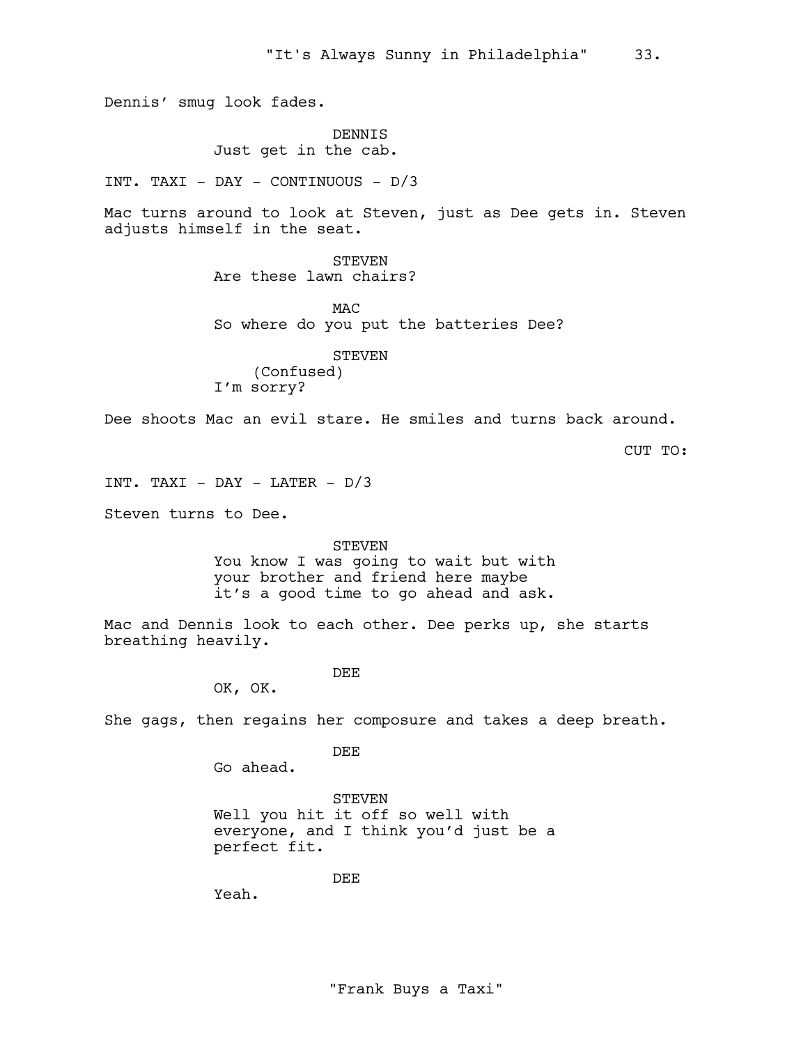Dennis' smug look fades.

DENNIS
Just get in the cab.

INT. TAXI - DAY - CONTINUOUS - D/3

Mac turns around to look at Steven, just as Dee gets in. Steven adjusts himself in the seat.

STEVEN
Are these lawn chairs?

MAC
So where do you put the batteries Dee?

STEVEN
(Confused)
I'm sorry?

Dee shoots Mac an evil stare. He smiles and turns back around.

CUT TO:

INT. TAXI - DAY - LATER - D/3

Steven turns to Dee.

STEVEN
You know I was going to wait but with your brother and friend here maybe it's a good time to go ahead and ask.

Mac and Dennis look to each other. Dee perks up, she starts breathing heavily.

DEE
OK, OK.

She gags, then regains her composure and takes a deep breath.

DEE
Go ahead.

STEVEN
Well you hit it off so well with everyone, and I think you'd just be a perfect fit.

DEE
Yeah.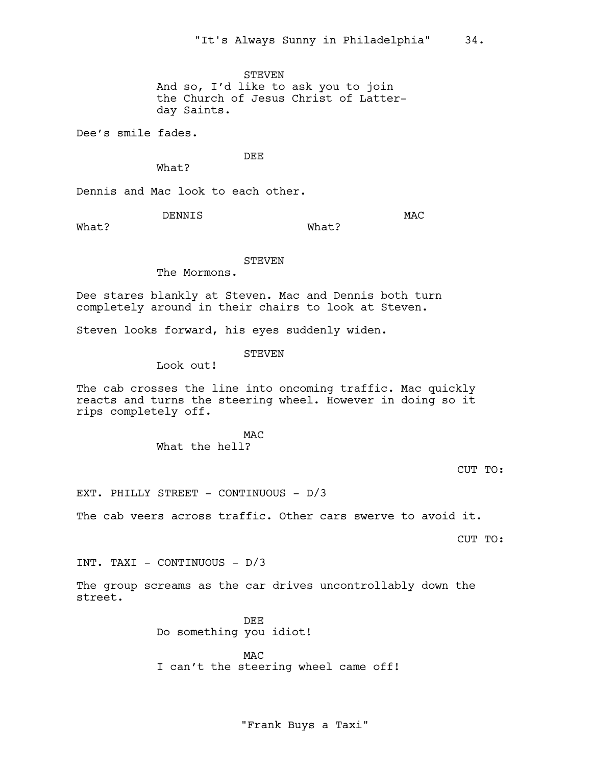STEVEN
And so, I'd like to ask you to join the Church of Jesus Christ of Latter-day Saints.

Dee's smile fades.

DEE
What?

Dennis and Mac look to each other.

DENNIS
What?

MAC
What?

STEVEN
The Mormons.

Dee stares blankly at Steven. Mac and Dennis both turn completely around in their chairs to look at Steven.

Steven looks forward, his eyes suddenly widen.

STEVEN
Look out!

The cab crosses the line into oncoming traffic. Mac quickly reacts and turns the steering wheel. However in doing so it rips completely off.

MAC
What the hell?

CUT TO:

EXT. PHILLY STREET - CONTINUOUS - D/3

The cab veers across traffic. Other cars swerve to avoid it.

CUT TO:

INT. TAXI - CONTINUOUS - D/3

The group screams as the car drives uncontrollably down the street.

DEE
Do something you idiot!

MAC
I can't the steering wheel came off!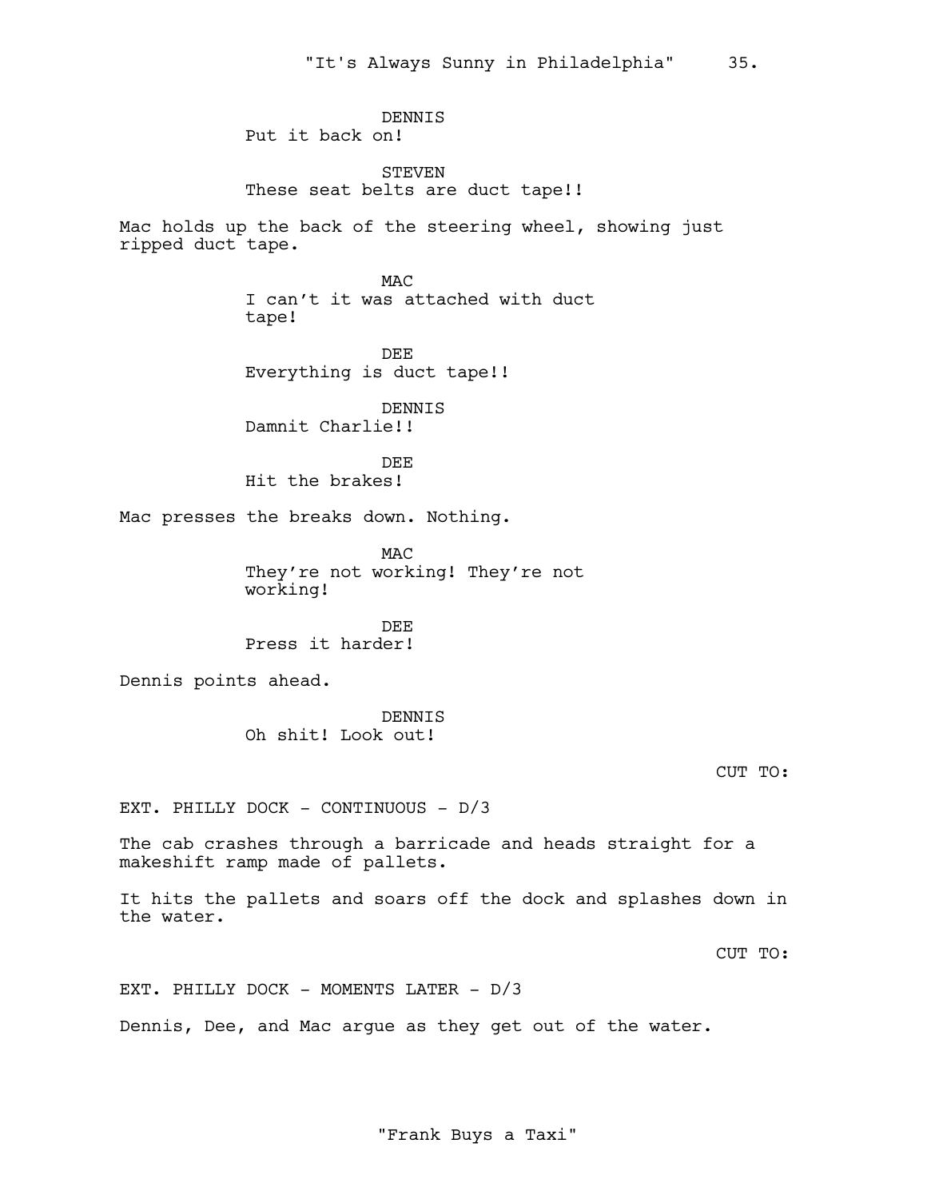DENNIS
Put it back on!

STEVEN
These seat belts are duct tape!!

Mac holds up the back of the steering wheel, showing just ripped duct tape.

MAC
I can’t it was attached with duct tape!

DEE
Everything is duct tape!!

DENNIS
Damnit Charlie!!

DEE
Hit the brakes!

Mac presses the breaks down. Nothing.

MAC
They’re not working! They’re not working!

DEE
Press it harder!

Dennis points ahead.

DENNIS
Oh shit! Look out!

CUT TO:

EXT. PHILLY DOCK - CONTINUOUS - D/3

The cab crashes through a barricade and heads straight for a makeshift ramp made of pallets.

It hits the pallets and soars off the dock and splashes down in the water.

CUT TO:

EXT. PHILLY DOCK - MOMENTS LATER - D/3

Dennis, Dee, and Mac argue as they get out of the water.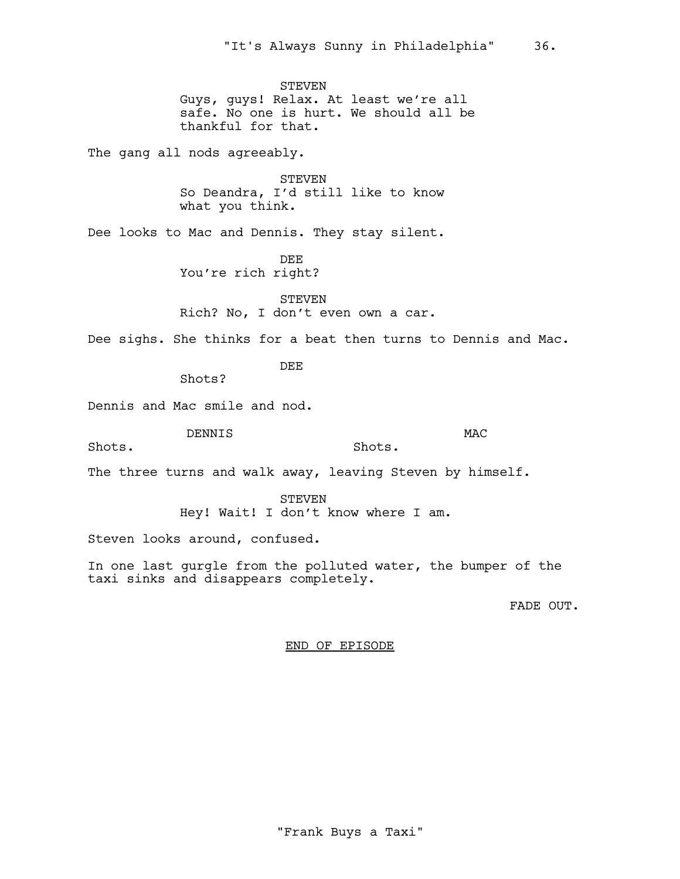STEVEN
Guys, guys! Relax. At least we're all safe. No one is hurt. We should all be thankful for that.

The gang all nods agreeably.

STEVEN
So Deandra, I'd still like to know what you think.

Dee looks to Mac and Dennis. They stay silent.

DEE
You're rich right?

STEVEN
Rich? No, I don't even own a car.

Dee sighs. She thinks for a beat then turns to Dennis and Mac.

DEE
Shots?

Dennis and Mac smile and nod.

DENNIS
Shots.

MAC
Shots.

The three turns and walk away, leaving Steven by himself.

STEVEN
Hey! Wait! I don't know where I am.

Steven looks around, confused.

In one last gurgle from the polluted water, the bumper of the taxi sinks and disappears completely.

FADE OUT.

END OF EPISODE